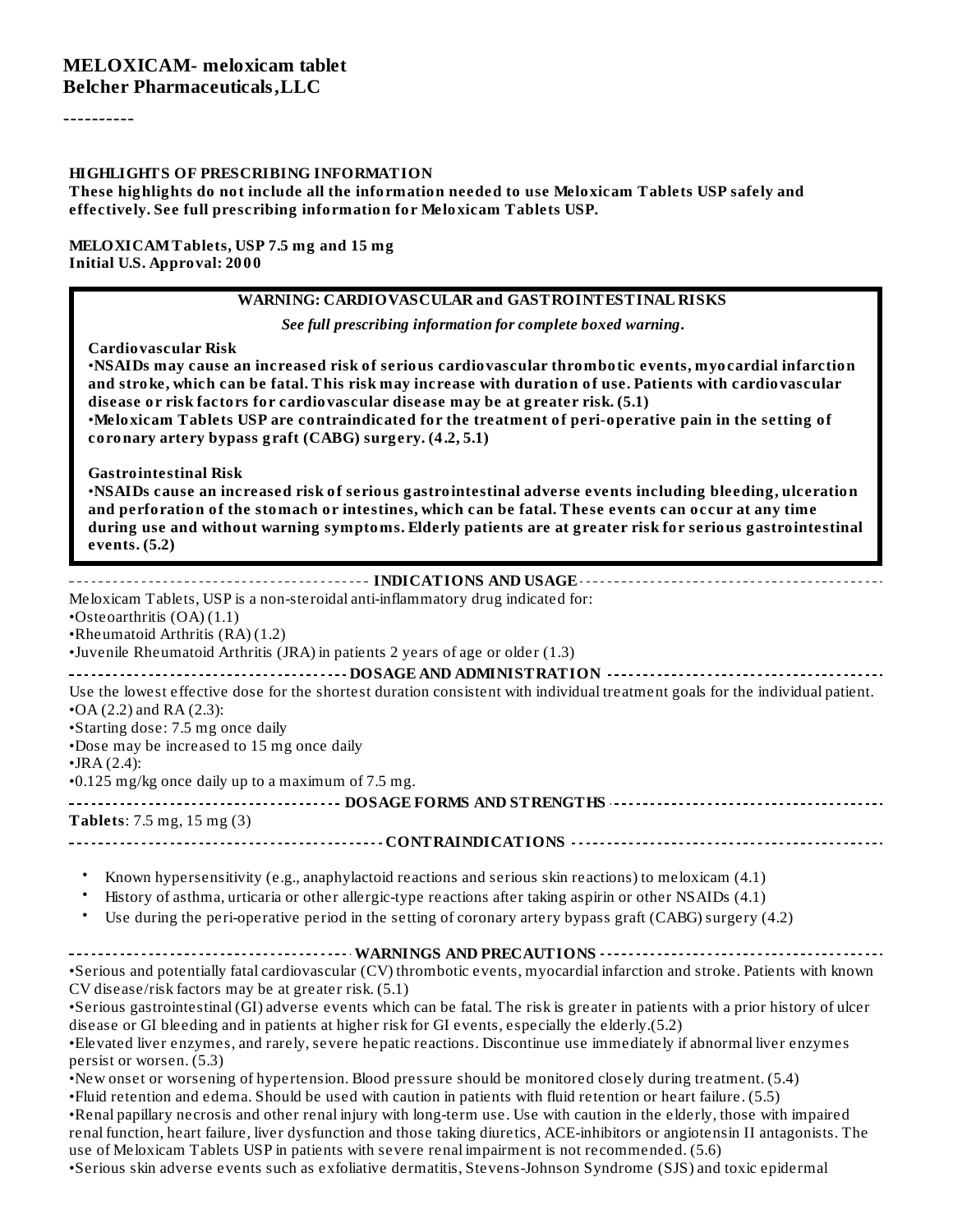# MELOXICAM- meloxicam tablet
**Belcher Pharmaceuticals,LLC**

----------

**HIGHLIGHTS OF PRESCRIBING INFORMATION**
**These highlights do not include all the information needed to use Meloxicam Tablets USP safely and effectively. See full prescribing information for Meloxicam Tablets USP.**

**MELOXICAM Tablets, USP 7.5 mg and 15 mg**
**Initial U.S. Approval: 2000**

**WARNING: CARDIOVASCULAR and GASTROINTESTINAL RISKS**

***See full prescribing information for complete boxed warning.***

**Cardiovascular Risk**
•**NSAIDs may cause an increased risk of serious cardiovascular thrombotic events, myocardial infarction and stroke, which can be fatal. This risk may increase with duration of use. Patients with cardiovascular disease or risk factors for cardiovascular disease may be at greater risk. (5.1)**
•**Meloxicam Tablets USP are contraindicated for the treatment of peri-operative pain in the setting of coronary artery bypass graft (CABG) surgery. (4.2, 5.1)**

**Gastrointestinal Risk**
•**NSAIDs cause an increased risk of serious gastrointestinal adverse events including bleeding, ulceration and perforation of the stomach or intestines, which can be fatal. These events can occur at any time during use and without warning symptoms. Elderly patients are at greater risk for serious gastrointestinal events. (5.2)**

**INDICATIONS AND USAGE**

Meloxicam Tablets, USP is a non-steroidal anti-inflammatory drug indicated for:
•Osteoarthritis (OA) (1.1)
•Rheumatoid Arthritis (RA) (1.2)
•Juvenile Rheumatoid Arthritis (JRA) in patients 2 years of age or older (1.3)

**DOSAGE AND ADMINISTRATION**

Use the lowest effective dose for the shortest duration consistent with individual treatment goals for the individual patient.
•OA (2.2) and RA (2.3):
•Starting dose: 7.5 mg once daily
•Dose may be increased to 15 mg once daily
•JRA (2.4):
•0.125 mg/kg once daily up to a maximum of 7.5 mg.

**DOSAGE FORMS AND STRENGTHS**

**Tablets**: 7.5 mg, 15 mg (3)

**CONTRAINDICATIONS**

- Known hypersensitivity (e.g., anaphylactoid reactions and serious skin reactions) to meloxicam (4.1)
- History of asthma, urticaria or other allergic-type reactions after taking aspirin or other NSAIDs (4.1)
- Use during the peri-operative period in the setting of coronary artery bypass graft (CABG) surgery (4.2)

**WARNINGS AND PRECAUTIONS**

•Serious and potentially fatal cardiovascular (CV) thrombotic events, myocardial infarction and stroke. Patients with known CV disease/risk factors may be at greater risk. (5.1)
•Serious gastrointestinal (GI) adverse events which can be fatal. The risk is greater in patients with a prior history of ulcer disease or GI bleeding and in patients at higher risk for GI events, especially the elderly.(5.2)
•Elevated liver enzymes, and rarely, severe hepatic reactions. Discontinue use immediately if abnormal liver enzymes persist or worsen. (5.3)
•New onset or worsening of hypertension. Blood pressure should be monitored closely during treatment. (5.4)
•Fluid retention and edema. Should be used with caution in patients with fluid retention or heart failure. (5.5)
•Renal papillary necrosis and other renal injury with long-term use. Use with caution in the elderly, those with impaired renal function, heart failure, liver dysfunction and those taking diuretics, ACE-inhibitors or angiotensin II antagonists. The use of Meloxicam Tablets USP in patients with severe renal impairment is not recommended. (5.6)
•Serious skin adverse events such as exfoliative dermatitis, Stevens-Johnson Syndrome (SJS) and toxic epidermal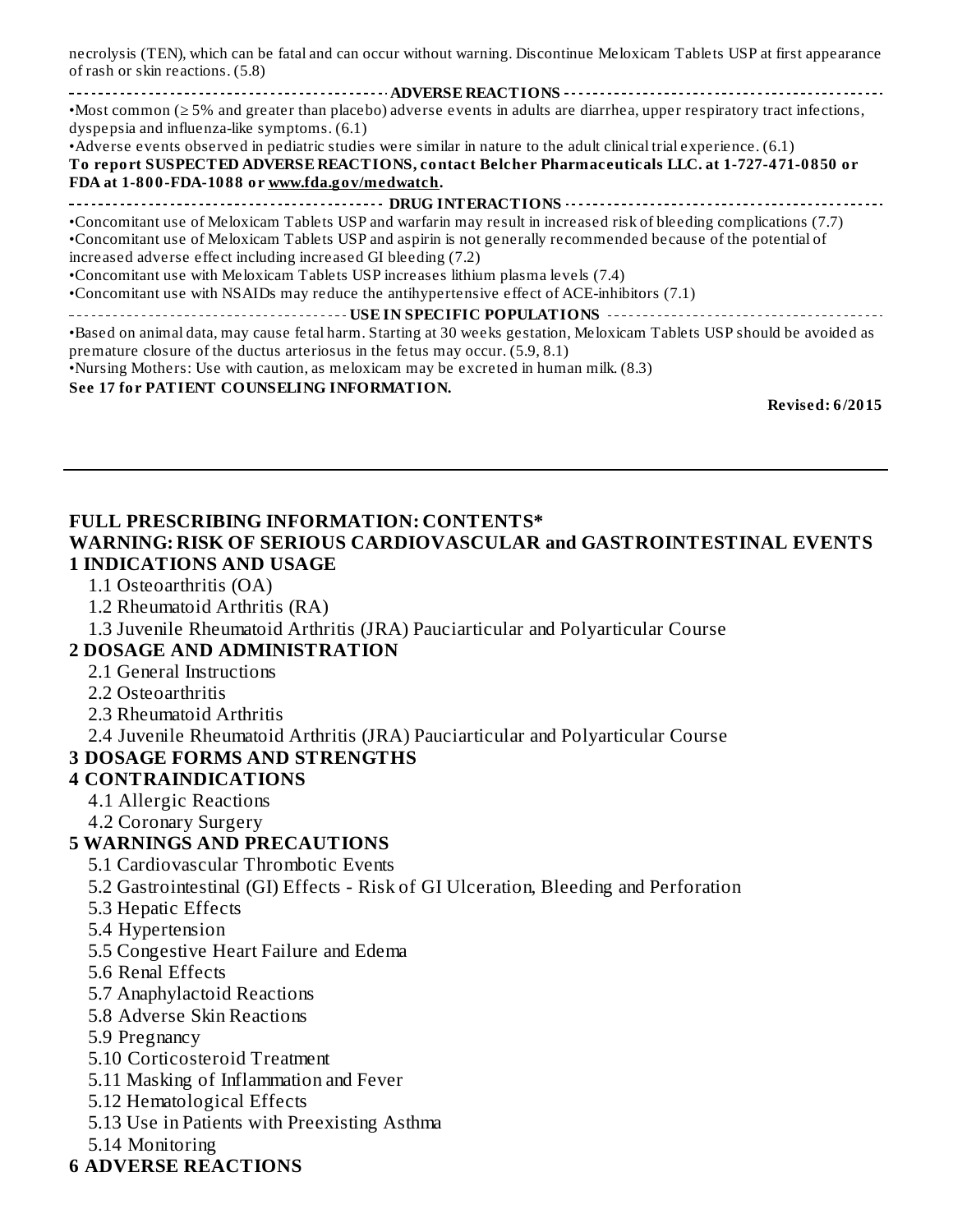necrolysis (TEN), which can be fatal and can occur without warning. Discontinue Meloxicam Tablets USP at first appearance of rash or skin reactions. (5.8)

**ADVERSE REACTIONS**

- Most common (≥ 5% and greater than placebo) adverse events in adults are diarrhea, upper respiratory tract infections, dyspepsia and influenza-like symptoms. (6.1)
- Adverse events observed in pediatric studies were similar in nature to the adult clinical trial experience. (6.1)

**To report SUSPECTED ADVERSE REACTIONS, contact Belcher Pharmaceuticals LLC. at 1-727-471-0850 or FDA at 1-800-FDA-1088 or www.fda.gov/medwatch.**

**DRUG INTERACTIONS**

- Concomitant use of Meloxicam Tablets USP and warfarin may result in increased risk of bleeding complications (7.7)
- Concomitant use of Meloxicam Tablets USP and aspirin is not generally recommended because of the potential of increased adverse effect including increased GI bleeding (7.2)
- Concomitant use with Meloxicam Tablets USP increases lithium plasma levels (7.4)
- Concomitant use with NSAIDs may reduce the antihypertensive effect of ACE-inhibitors (7.1)

**USE IN SPECIFIC POPULATIONS**

- Based on animal data, may cause fetal harm. Starting at 30 weeks gestation, Meloxicam Tablets USP should be avoided as premature closure of the ductus arteriosus in the fetus may occur. (5.9, 8.1)
- Nursing Mothers: Use with caution, as meloxicam may be excreted in human milk. (8.3)

**See 17 for PATIENT COUNSELING INFORMATION.**

**Revised: 6/2015**

---

## FULL PRESCRIBING INFORMATION: CONTENTS*

**WARNING: RISK OF SERIOUS CARDIOVASCULAR and GASTROINTESTINAL EVENTS**

**1 INDICATIONS AND USAGE**
- 1.1 Osteoarthritis (OA)
- 1.2 Rheumatoid Arthritis (RA)
- 1.3 Juvenile Rheumatoid Arthritis (JRA) Pauciarticular and Polyarticular Course

**2 DOSAGE AND ADMINISTRATION**
- 2.1 General Instructions
- 2.2 Osteoarthritis
- 2.3 Rheumatoid Arthritis
- 2.4 Juvenile Rheumatoid Arthritis (JRA) Pauciarticular and Polyarticular Course

**3 DOSAGE FORMS AND STRENGTHS**

**4 CONTRAINDICATIONS**
- 4.1 Allergic Reactions
- 4.2 Coronary Surgery

**5 WARNINGS AND PRECAUTIONS**
- 5.1 Cardiovascular Thrombotic Events
- 5.2 Gastrointestinal (GI) Effects - Risk of GI Ulceration, Bleeding and Perforation
- 5.3 Hepatic Effects
- 5.4 Hypertension
- 5.5 Congestive Heart Failure and Edema
- 5.6 Renal Effects
- 5.7 Anaphylactoid Reactions
- 5.8 Adverse Skin Reactions
- 5.9 Pregnancy
- 5.10 Corticosteroid Treatment
- 5.11 Masking of Inflammation and Fever
- 5.12 Hematological Effects
- 5.13 Use in Patients with Preexisting Asthma
- 5.14 Monitoring

**6 ADVERSE REACTIONS**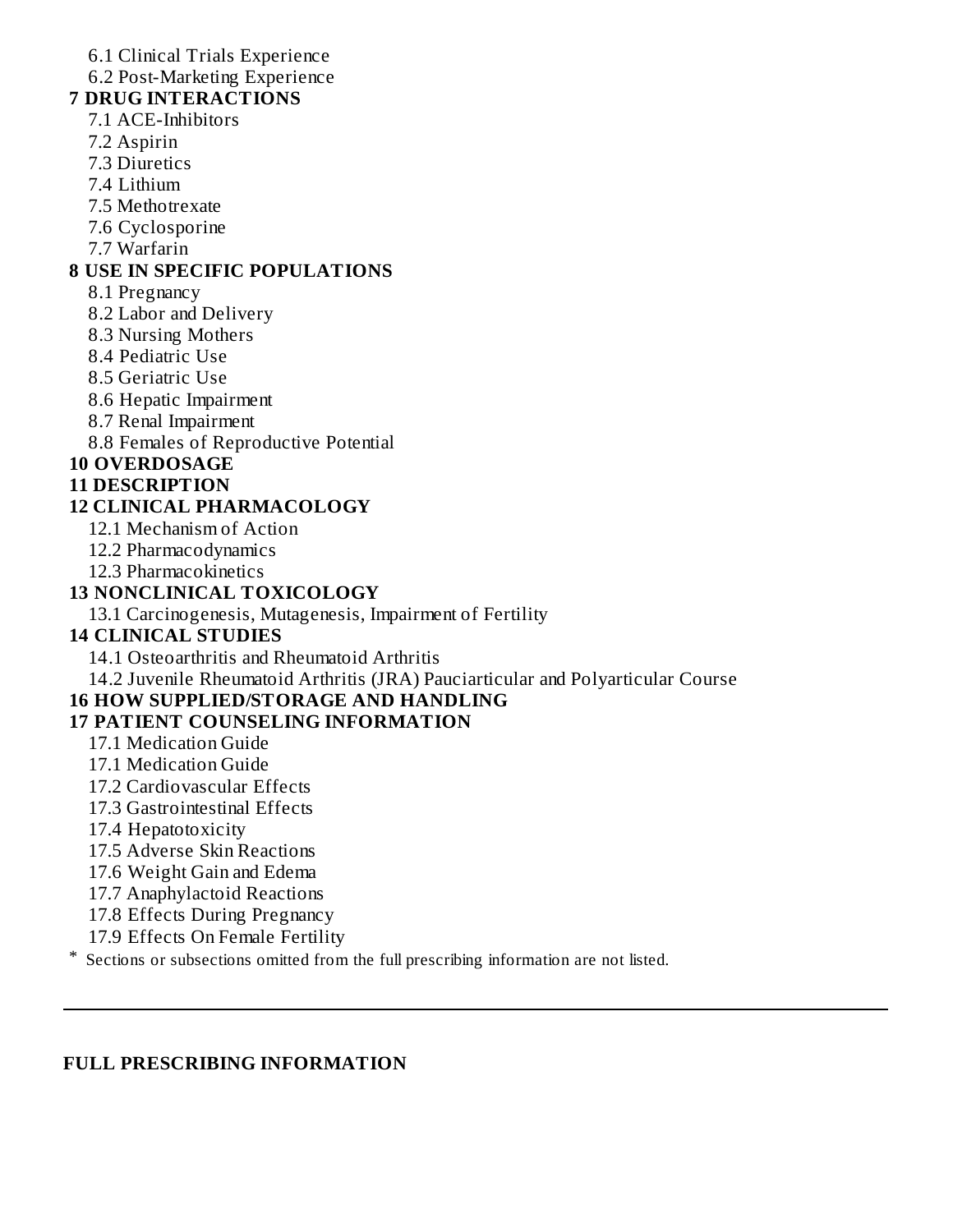6.1 Clinical Trials Experience
6.2 Post-Marketing Experience

**7 DRUG INTERACTIONS**

7.1 ACE-Inhibitors
7.2 Aspirin
7.3 Diuretics
7.4 Lithium
7.5 Methotrexate
7.6 Cyclosporine
7.7 Warfarin

**8 USE IN SPECIFIC POPULATIONS**

8.1 Pregnancy
8.2 Labor and Delivery
8.3 Nursing Mothers
8.4 Pediatric Use
8.5 Geriatric Use
8.6 Hepatic Impairment
8.7 Renal Impairment
8.8 Females of Reproductive Potential

**10 OVERDOSAGE**

**11 DESCRIPTION**

**12 CLINICAL PHARMACOLOGY**

12.1 Mechanism of Action
12.2 Pharmacodynamics
12.3 Pharmacokinetics

**13 NONCLINICAL TOXICOLOGY**

13.1 Carcinogenesis, Mutagenesis, Impairment of Fertility

**14 CLINICAL STUDIES**

14.1 Osteoarthritis and Rheumatoid Arthritis
14.2 Juvenile Rheumatoid Arthritis (JRA) Pauciarticular and Polyarticular Course

**16 HOW SUPPLIED/STORAGE AND HANDLING**

**17 PATIENT COUNSELING INFORMATION**

17.1 Medication Guide
17.1 Medication Guide
17.2 Cardiovascular Effects
17.3 Gastrointestinal Effects
17.4 Hepatotoxicity
17.5 Adverse Skin Reactions
17.6 Weight Gain and Edema
17.7 Anaphylactoid Reactions
17.8 Effects During Pregnancy
17.9 Effects On Female Fertility

\* Sections or subsections omitted from the full prescribing information are not listed.

---

**FULL PRESCRIBING INFORMATION**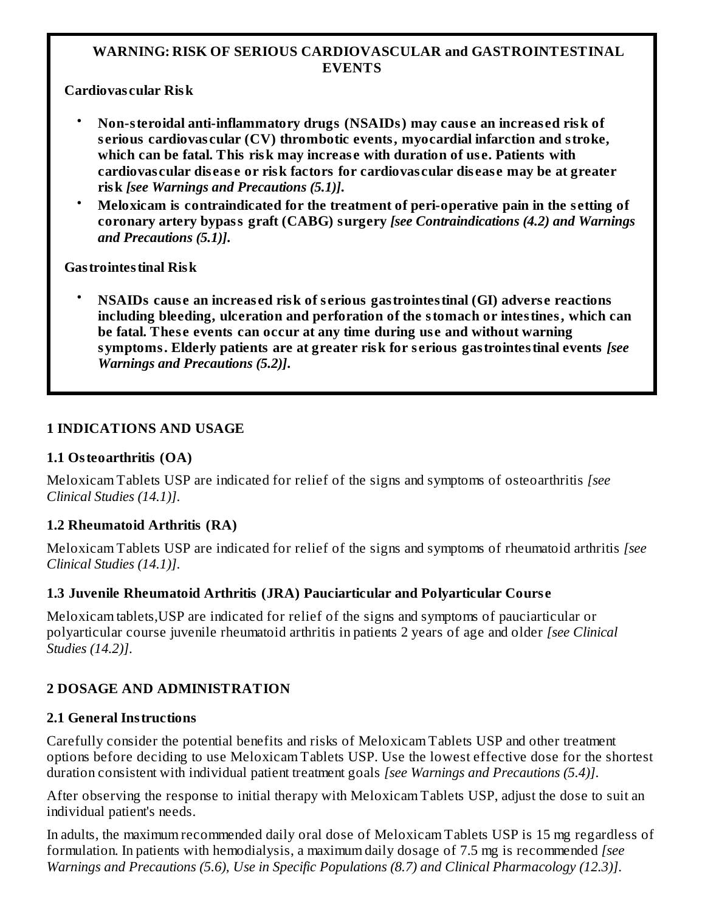**WARNING: RISK OF SERIOUS CARDIOVASCULAR and GASTROINTESTINAL EVENTS**

**Cardiovascular Risk**

- **Non-steroidal anti-inflammatory drugs (NSAIDs) may cause an increased risk of serious cardiovascular (CV) thrombotic events, myocardial infarction and stroke, which can be fatal. This risk may increase with duration of use. Patients with cardiovascular disease or risk factors for cardiovascular disease may be at greater risk *[see Warnings and Precautions (5.1)]*.**
- **Meloxicam is contraindicated for the treatment of peri-operative pain in the setting of coronary artery bypass graft (CABG) surgery *[see Contraindications (4.2) and Warnings and Precautions (5.1)]*.**

**Gastrointestinal Risk**

- **NSAIDs cause an increased risk of serious gastrointestinal (GI) adverse reactions including bleeding, ulceration and perforation of the stomach or intestines, which can be fatal. These events can occur at any time during use and without warning symptoms. Elderly patients are at greater risk for serious gastrointestinal events *[see Warnings and Precautions (5.2)]*.**

## 1 INDICATIONS AND USAGE

### 1.1 Osteoarthritis (OA)

Meloxicam Tablets USP are indicated for relief of the signs and symptoms of osteoarthritis *[see Clinical Studies (14.1)]*.

### 1.2 Rheumatoid Arthritis (RA)

Meloxicam Tablets USP are indicated for relief of the signs and symptoms of rheumatoid arthritis *[see Clinical Studies (14.1)]*.

### 1.3 Juvenile Rheumatoid Arthritis (JRA) Pauciarticular and Polyarticular Course

Meloxicam tablets,USP are indicated for relief of the signs and symptoms of pauciarticular or polyarticular course juvenile rheumatoid arthritis in patients 2 years of age and older *[see Clinical Studies (14.2)]*.

## 2 DOSAGE AND ADMINISTRATION

### 2.1 General Instructions

Carefully consider the potential benefits and risks of Meloxicam Tablets USP and other treatment options before deciding to use Meloxicam Tablets USP. Use the lowest effective dose for the shortest duration consistent with individual patient treatment goals *[see Warnings and Precautions (5.4)]*.

After observing the response to initial therapy with Meloxicam Tablets USP, adjust the dose to suit an individual patient's needs.

In adults, the maximum recommended daily oral dose of Meloxicam Tablets USP is 15 mg regardless of formulation. In patients with hemodialysis, a maximum daily dosage of 7.5 mg is recommended *[see Warnings and Precautions (5.6), Use in Specific Populations (8.7) and Clinical Pharmacology (12.3)]*.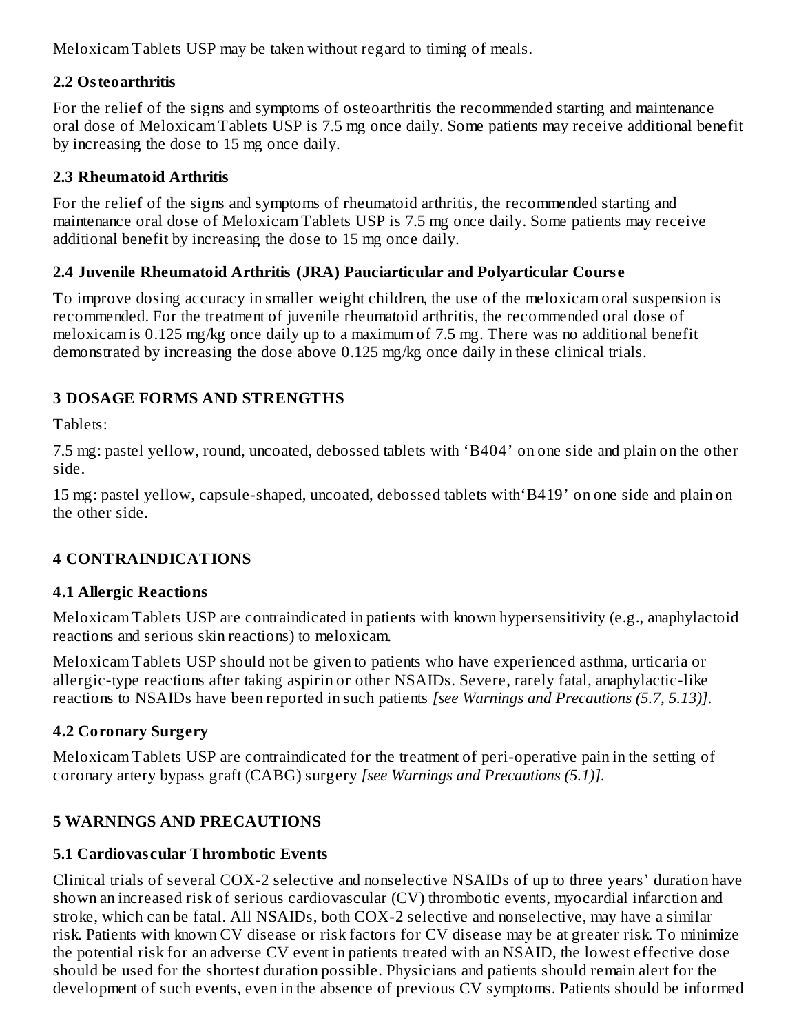Meloxicam Tablets USP may be taken without regard to timing of meals.

### 2.2 Osteoarthritis

For the relief of the signs and symptoms of osteoarthritis the recommended starting and maintenance oral dose of Meloxicam Tablets USP is 7.5 mg once daily. Some patients may receive additional benefit by increasing the dose to 15 mg once daily.

### 2.3 Rheumatoid Arthritis

For the relief of the signs and symptoms of rheumatoid arthritis, the recommended starting and maintenance oral dose of Meloxicam Tablets USP is 7.5 mg once daily. Some patients may receive additional benefit by increasing the dose to 15 mg once daily.

### 2.4 Juvenile Rheumatoid Arthritis (JRA) Pauciarticular and Polyarticular Course

To improve dosing accuracy in smaller weight children, the use of the meloxicam oral suspension is recommended. For the treatment of juvenile rheumatoid arthritis, the recommended oral dose of meloxicam is 0.125 mg/kg once daily up to a maximum of 7.5 mg. There was no additional benefit demonstrated by increasing the dose above 0.125 mg/kg once daily in these clinical trials.

## 3 DOSAGE FORMS AND STRENGTHS

Tablets:

7.5 mg: pastel yellow, round, uncoated, debossed tablets with 'B404' on one side and plain on the other side.

15 mg: pastel yellow, capsule-shaped, uncoated, debossed tablets with'B419' on one side and plain on the other side.

## 4 CONTRAINDICATIONS

### 4.1 Allergic Reactions

Meloxicam Tablets USP are contraindicated in patients with known hypersensitivity (e.g., anaphylactoid reactions and serious skin reactions) to meloxicam.

Meloxicam Tablets USP should not be given to patients who have experienced asthma, urticaria or allergic-type reactions after taking aspirin or other NSAIDs. Severe, rarely fatal, anaphylactic-like reactions to NSAIDs have been reported in such patients *[see Warnings and Precautions (5.7, 5.13)]*.

### 4.2 Coronary Surgery

Meloxicam Tablets USP are contraindicated for the treatment of peri-operative pain in the setting of coronary artery bypass graft (CABG) surgery *[see Warnings and Precautions (5.1)]*.

## 5 WARNINGS AND PRECAUTIONS

### 5.1 Cardiovascular Thrombotic Events

Clinical trials of several COX-2 selective and nonselective NSAIDs of up to three years' duration have shown an increased risk of serious cardiovascular (CV) thrombotic events, myocardial infarction and stroke, which can be fatal. All NSAIDs, both COX-2 selective and nonselective, may have a similar risk. Patients with known CV disease or risk factors for CV disease may be at greater risk. To minimize the potential risk for an adverse CV event in patients treated with an NSAID, the lowest effective dose should be used for the shortest duration possible. Physicians and patients should remain alert for the development of such events, even in the absence of previous CV symptoms. Patients should be informed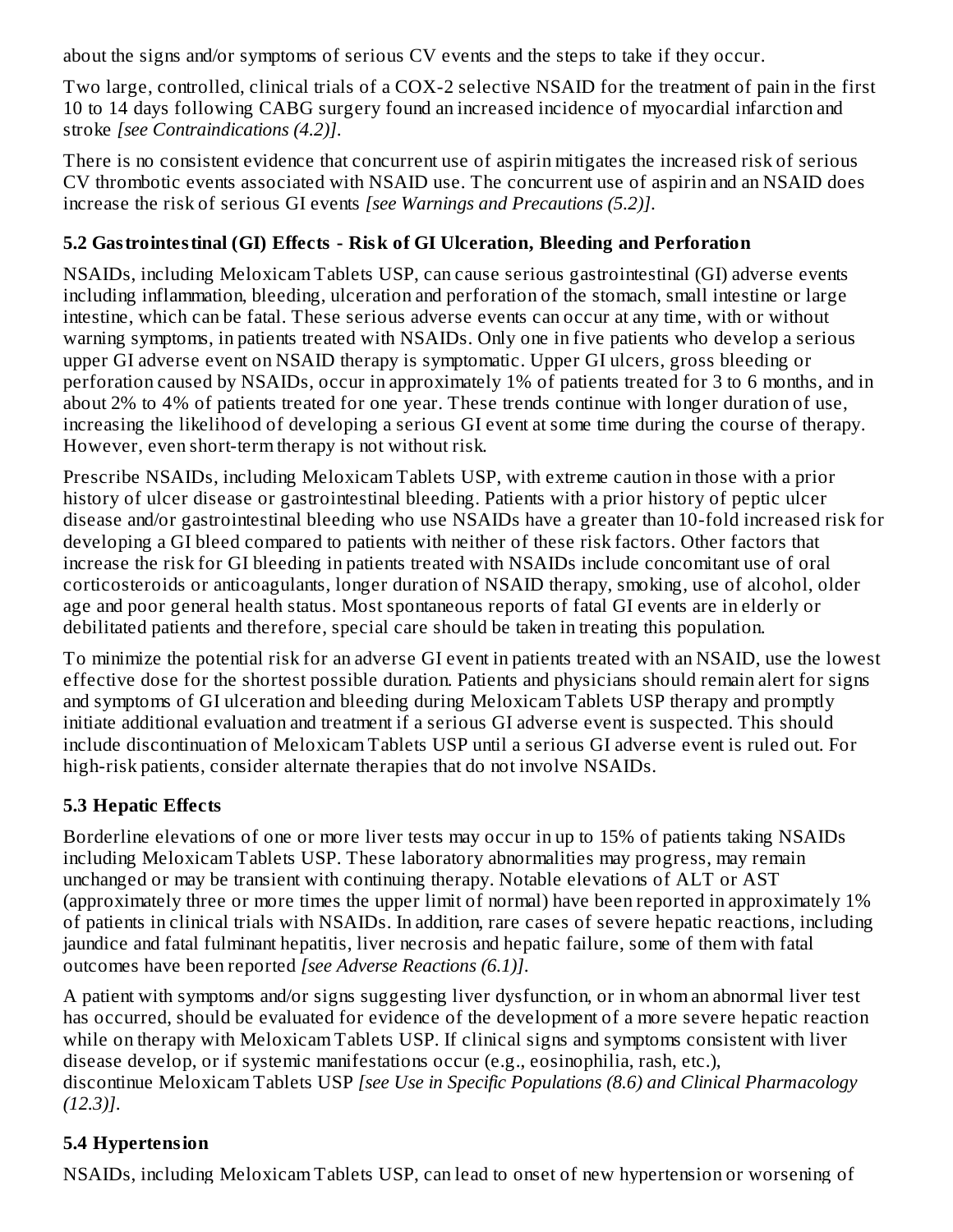about the signs and/or symptoms of serious CV events and the steps to take if they occur.

Two large, controlled, clinical trials of a COX-2 selective NSAID for the treatment of pain in the first 10 to 14 days following CABG surgery found an increased incidence of myocardial infarction and stroke *[see Contraindications (4.2)]*.

There is no consistent evidence that concurrent use of aspirin mitigates the increased risk of serious CV thrombotic events associated with NSAID use. The concurrent use of aspirin and an NSAID does increase the risk of serious GI events *[see Warnings and Precautions (5.2)]*.

### 5.2 Gastrointestinal (GI) Effects - Risk of GI Ulceration, Bleeding and Perforation

NSAIDs, including Meloxicam Tablets USP, can cause serious gastrointestinal (GI) adverse events including inflammation, bleeding, ulceration and perforation of the stomach, small intestine or large intestine, which can be fatal. These serious adverse events can occur at any time, with or without warning symptoms, in patients treated with NSAIDs. Only one in five patients who develop a serious upper GI adverse event on NSAID therapy is symptomatic. Upper GI ulcers, gross bleeding or perforation caused by NSAIDs, occur in approximately 1% of patients treated for 3 to 6 months, and in about 2% to 4% of patients treated for one year. These trends continue with longer duration of use, increasing the likelihood of developing a serious GI event at some time during the course of therapy. However, even short-term therapy is not without risk.

Prescribe NSAIDs, including Meloxicam Tablets USP, with extreme caution in those with a prior history of ulcer disease or gastrointestinal bleeding. Patients with a prior history of peptic ulcer disease and/or gastrointestinal bleeding who use NSAIDs have a greater than 10-fold increased risk for developing a GI bleed compared to patients with neither of these risk factors. Other factors that increase the risk for GI bleeding in patients treated with NSAIDs include concomitant use of oral corticosteroids or anticoagulants, longer duration of NSAID therapy, smoking, use of alcohol, older age and poor general health status. Most spontaneous reports of fatal GI events are in elderly or debilitated patients and therefore, special care should be taken in treating this population.

To minimize the potential risk for an adverse GI event in patients treated with an NSAID, use the lowest effective dose for the shortest possible duration. Patients and physicians should remain alert for signs and symptoms of GI ulceration and bleeding during Meloxicam Tablets USP therapy and promptly initiate additional evaluation and treatment if a serious GI adverse event is suspected. This should include discontinuation of Meloxicam Tablets USP until a serious GI adverse event is ruled out. For high-risk patients, consider alternate therapies that do not involve NSAIDs.

### 5.3 Hepatic Effects

Borderline elevations of one or more liver tests may occur in up to 15% of patients taking NSAIDs including Meloxicam Tablets USP. These laboratory abnormalities may progress, may remain unchanged or may be transient with continuing therapy. Notable elevations of ALT or AST (approximately three or more times the upper limit of normal) have been reported in approximately 1% of patients in clinical trials with NSAIDs. In addition, rare cases of severe hepatic reactions, including jaundice and fatal fulminant hepatitis, liver necrosis and hepatic failure, some of them with fatal outcomes have been reported *[see Adverse Reactions (6.1)]*.

A patient with symptoms and/or signs suggesting liver dysfunction, or in whom an abnormal liver test has occurred, should be evaluated for evidence of the development of a more severe hepatic reaction while on therapy with Meloxicam Tablets USP. If clinical signs and symptoms consistent with liver disease develop, or if systemic manifestations occur (e.g., eosinophilia, rash, etc.), discontinue Meloxicam Tablets USP *[see Use in Specific Populations (8.6) and Clinical Pharmacology (12.3)]*.

### 5.4 Hypertension

NSAIDs, including Meloxicam Tablets USP, can lead to onset of new hypertension or worsening of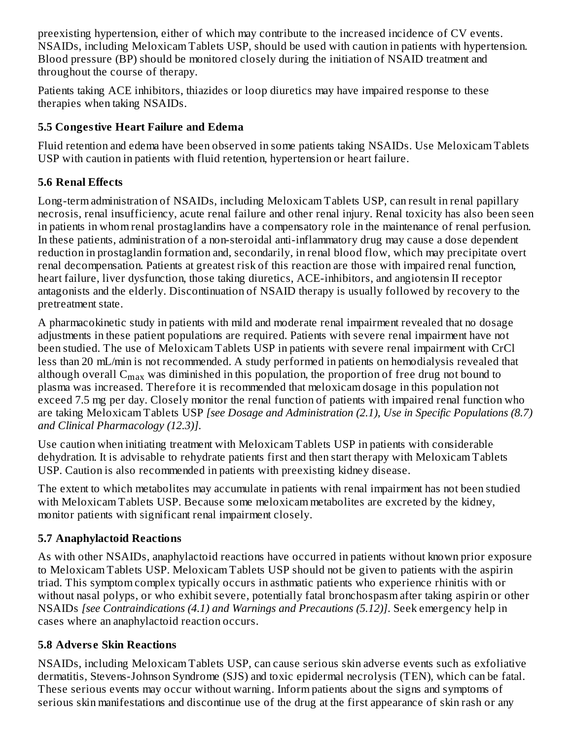preexisting hypertension, either of which may contribute to the increased incidence of CV events. NSAIDs, including Meloxicam Tablets USP, should be used with caution in patients with hypertension. Blood pressure (BP) should be monitored closely during the initiation of NSAID treatment and throughout the course of therapy.

Patients taking ACE inhibitors, thiazides or loop diuretics may have impaired response to these therapies when taking NSAIDs.

### 5.5 Congestive Heart Failure and Edema

Fluid retention and edema have been observed in some patients taking NSAIDs. Use Meloxicam Tablets USP with caution in patients with fluid retention, hypertension or heart failure.

### 5.6 Renal Effects

Long-term administration of NSAIDs, including Meloxicam Tablets USP, can result in renal papillary necrosis, renal insufficiency, acute renal failure and other renal injury. Renal toxicity has also been seen in patients in whom renal prostaglandins have a compensatory role in the maintenance of renal perfusion. In these patients, administration of a non-steroidal anti-inflammatory drug may cause a dose dependent reduction in prostaglandin formation and, secondarily, in renal blood flow, which may precipitate overt renal decompensation. Patients at greatest risk of this reaction are those with impaired renal function, heart failure, liver dysfunction, those taking diuretics, ACE-inhibitors, and angiotensin II receptor antagonists and the elderly. Discontinuation of NSAID therapy is usually followed by recovery to the pretreatment state.

A pharmacokinetic study in patients with mild and moderate renal impairment revealed that no dosage adjustments in these patient populations are required. Patients with severe renal impairment have not been studied. The use of Meloxicam Tablets USP in patients with severe renal impairment with CrCl less than 20 mL/min is not recommended. A study performed in patients on hemodialysis revealed that although overall $C_{max}$ was diminished in this population, the proportion of free drug not bound to plasma was increased. Therefore it is recommended that meloxicam dosage in this population not exceed 7.5 mg per day. Closely monitor the renal function of patients with impaired renal function who are taking Meloxicam Tablets USP *[see Dosage and Administration (2.1), Use in Specific Populations (8.7) and Clinical Pharmacology (12.3)]*.

Use caution when initiating treatment with Meloxicam Tablets USP in patients with considerable dehydration. It is advisable to rehydrate patients first and then start therapy with Meloxicam Tablets USP. Caution is also recommended in patients with preexisting kidney disease.

The extent to which metabolites may accumulate in patients with renal impairment has not been studied with Meloxicam Tablets USP. Because some meloxicam metabolites are excreted by the kidney, monitor patients with significant renal impairment closely.

### 5.7 Anaphylactoid Reactions

As with other NSAIDs, anaphylactoid reactions have occurred in patients without known prior exposure to Meloxicam Tablets USP. Meloxicam Tablets USP should not be given to patients with the aspirin triad. This symptom complex typically occurs in asthmatic patients who experience rhinitis with or without nasal polyps, or who exhibit severe, potentially fatal bronchospasm after taking aspirin or other NSAIDs *[see Contraindications (4.1) and Warnings and Precautions (5.12)]*. Seek emergency help in cases where an anaphylactoid reaction occurs.

### 5.8 Adverse Skin Reactions

NSAIDs, including Meloxicam Tablets USP, can cause serious skin adverse events such as exfoliative dermatitis, Stevens-Johnson Syndrome (SJS) and toxic epidermal necrolysis (TEN), which can be fatal. These serious events may occur without warning. Inform patients about the signs and symptoms of serious skin manifestations and discontinue use of the drug at the first appearance of skin rash or any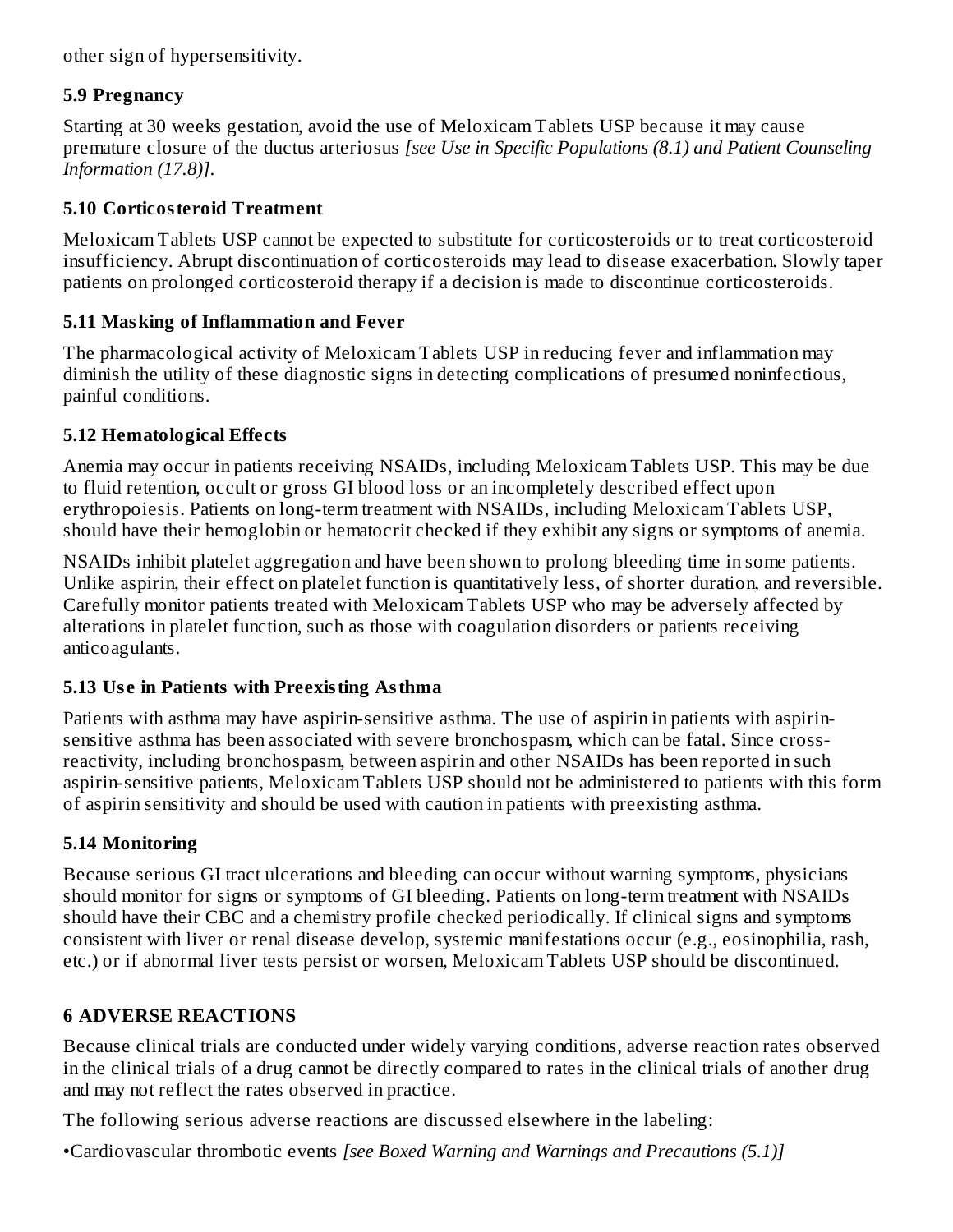other sign of hypersensitivity.

### 5.9 Pregnancy

Starting at 30 weeks gestation, avoid the use of Meloxicam Tablets USP because it may cause premature closure of the ductus arteriosus *[see Use in Specific Populations (8.1) and Patient Counseling Information (17.8)]*.

### 5.10 Corticosteroid Treatment

Meloxicam Tablets USP cannot be expected to substitute for corticosteroids or to treat corticosteroid insufficiency. Abrupt discontinuation of corticosteroids may lead to disease exacerbation. Slowly taper patients on prolonged corticosteroid therapy if a decision is made to discontinue corticosteroids.

### 5.11 Masking of Inflammation and Fever

The pharmacological activity of Meloxicam Tablets USP in reducing fever and inflammation may diminish the utility of these diagnostic signs in detecting complications of presumed noninfectious, painful conditions.

### 5.12 Hematological Effects

Anemia may occur in patients receiving NSAIDs, including Meloxicam Tablets USP. This may be due to fluid retention, occult or gross GI blood loss or an incompletely described effect upon erythropoiesis. Patients on long-term treatment with NSAIDs, including Meloxicam Tablets USP, should have their hemoglobin or hematocrit checked if they exhibit any signs or symptoms of anemia.

NSAIDs inhibit platelet aggregation and have been shown to prolong bleeding time in some patients. Unlike aspirin, their effect on platelet function is quantitatively less, of shorter duration, and reversible. Carefully monitor patients treated with Meloxicam Tablets USP who may be adversely affected by alterations in platelet function, such as those with coagulation disorders or patients receiving anticoagulants.

### 5.13 Use in Patients with Preexisting Asthma

Patients with asthma may have aspirin-sensitive asthma. The use of aspirin in patients with aspirin-sensitive asthma has been associated with severe bronchospasm, which can be fatal. Since cross-reactivity, including bronchospasm, between aspirin and other NSAIDs has been reported in such aspirin-sensitive patients, Meloxicam Tablets USP should not be administered to patients with this form of aspirin sensitivity and should be used with caution in patients with preexisting asthma.

### 5.14 Monitoring

Because serious GI tract ulcerations and bleeding can occur without warning symptoms, physicians should monitor for signs or symptoms of GI bleeding. Patients on long-term treatment with NSAIDs should have their CBC and a chemistry profile checked periodically. If clinical signs and symptoms consistent with liver or renal disease develop, systemic manifestations occur (e.g., eosinophilia, rash, etc.) or if abnormal liver tests persist or worsen, Meloxicam Tablets USP should be discontinued.

## 6 ADVERSE REACTIONS

Because clinical trials are conducted under widely varying conditions, adverse reaction rates observed in the clinical trials of a drug cannot be directly compared to rates in the clinical trials of another drug and may not reflect the rates observed in practice.

The following serious adverse reactions are discussed elsewhere in the labeling:

- Cardiovascular thrombotic events *[see Boxed Warning and Warnings and Precautions (5.1)]*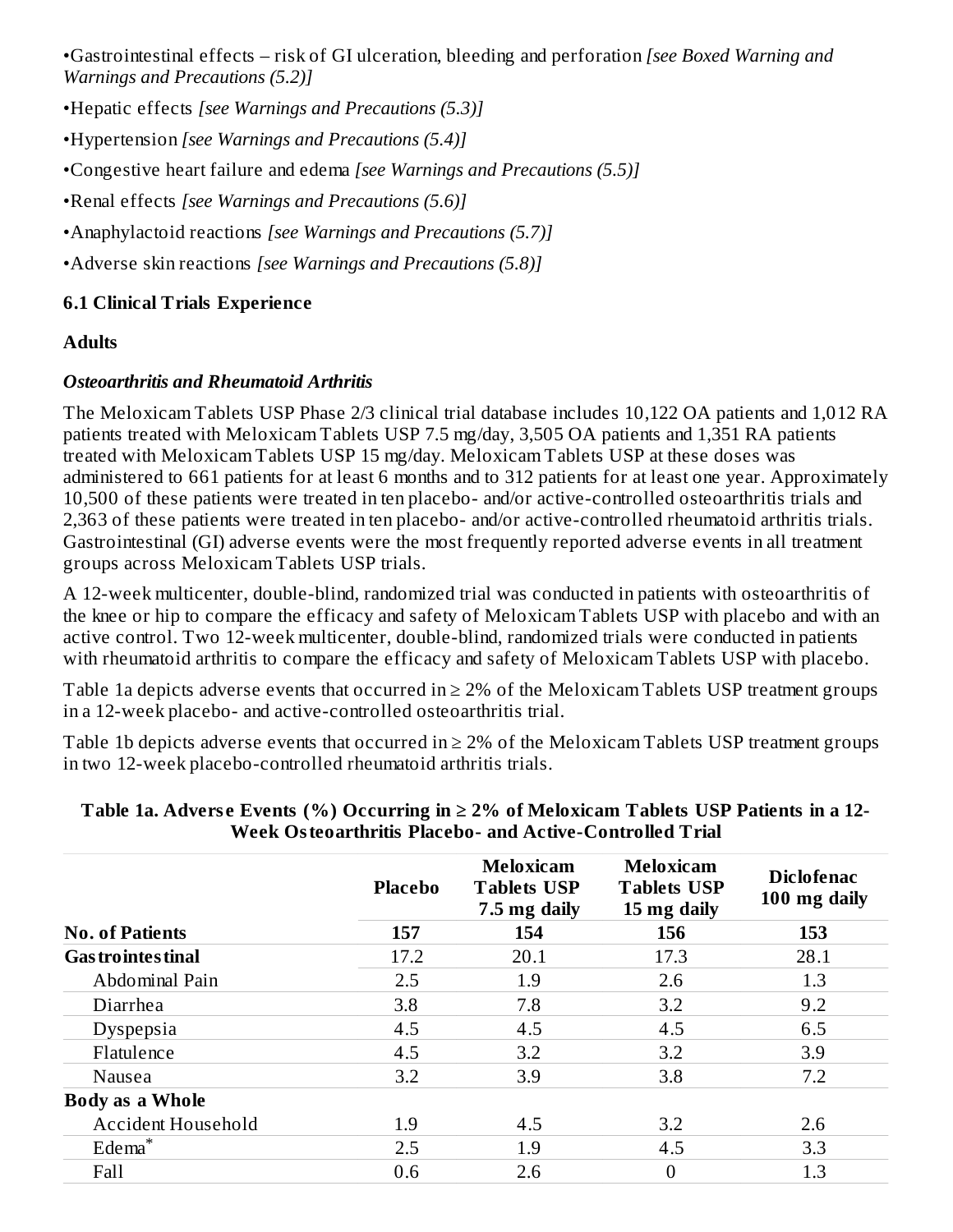•Gastrointestinal effects – risk of GI ulceration, bleeding and perforation *[see Boxed Warning and Warnings and Precautions (5.2)]*

•Hepatic effects *[see Warnings and Precautions (5.3)]*

•Hypertension *[see Warnings and Precautions (5.4)]*

•Congestive heart failure and edema *[see Warnings and Precautions (5.5)]*

•Renal effects *[see Warnings and Precautions (5.6)]*

•Anaphylactoid reactions *[see Warnings and Precautions (5.7)]*

•Adverse skin reactions *[see Warnings and Precautions (5.8)]*

## 6.1 Clinical Trials Experience

**Adults**

***Osteoarthritis and Rheumatoid Arthritis***

The Meloxicam Tablets USP Phase 2/3 clinical trial database includes 10,122 OA patients and 1,012 RA patients treated with Meloxicam Tablets USP 7.5 mg/day, 3,505 OA patients and 1,351 RA patients treated with Meloxicam Tablets USP 15 mg/day. Meloxicam Tablets USP at these doses was administered to 661 patients for at least 6 months and to 312 patients for at least one year. Approximately 10,500 of these patients were treated in ten placebo- and/or active-controlled osteoarthritis trials and 2,363 of these patients were treated in ten placebo- and/or active-controlled rheumatoid arthritis trials. Gastrointestinal (GI) adverse events were the most frequently reported adverse events in all treatment groups across Meloxicam Tablets USP trials.

A 12-week multicenter, double-blind, randomized trial was conducted in patients with osteoarthritis of the knee or hip to compare the efficacy and safety of Meloxicam Tablets USP with placebo and with an active control. Two 12-week multicenter, double-blind, randomized trials were conducted in patients with rheumatoid arthritis to compare the efficacy and safety of Meloxicam Tablets USP with placebo.

Table 1a depicts adverse events that occurred in ≥ 2% of the Meloxicam Tablets USP treatment groups in a 12-week placebo- and active-controlled osteoarthritis trial.

Table 1b depicts adverse events that occurred in ≥ 2% of the Meloxicam Tablets USP treatment groups in two 12-week placebo-controlled rheumatoid arthritis trials.

**Table 1a. Adverse Events (%) Occurring in ≥ 2% of Meloxicam Tablets USP Patients in a 12-Week Osteoarthritis Placebo- and Active-Controlled Trial**

| | Placebo | Meloxicam Tablets USP 7.5 mg daily | Meloxicam Tablets USP 15 mg daily | Diclofenac 100 mg daily |
|---|---|---|---|---|
| **No. of Patients** | **157** | **154** | **156** | **153** |
| **Gastrointestinal** | 17.2 | 20.1 | 17.3 | 28.1 |
| Abdominal Pain | 2.5 | 1.9 | 2.6 | 1.3 |
| Diarrhea | 3.8 | 7.8 | 3.2 | 9.2 |
| Dyspepsia | 4.5 | 4.5 | 4.5 | 6.5 |
| Flatulence | 4.5 | 3.2 | 3.2 | 3.9 |
| Nausea | 3.2 | 3.9 | 3.8 | 7.2 |
| **Body as a Whole** | | | | |
| Accident Household | 1.9 | 4.5 | 3.2 | 2.6 |
| Edema* | 2.5 | 1.9 | 4.5 | 3.3 |
| Fall | 0.6 | 2.6 | 0 | 1.3 |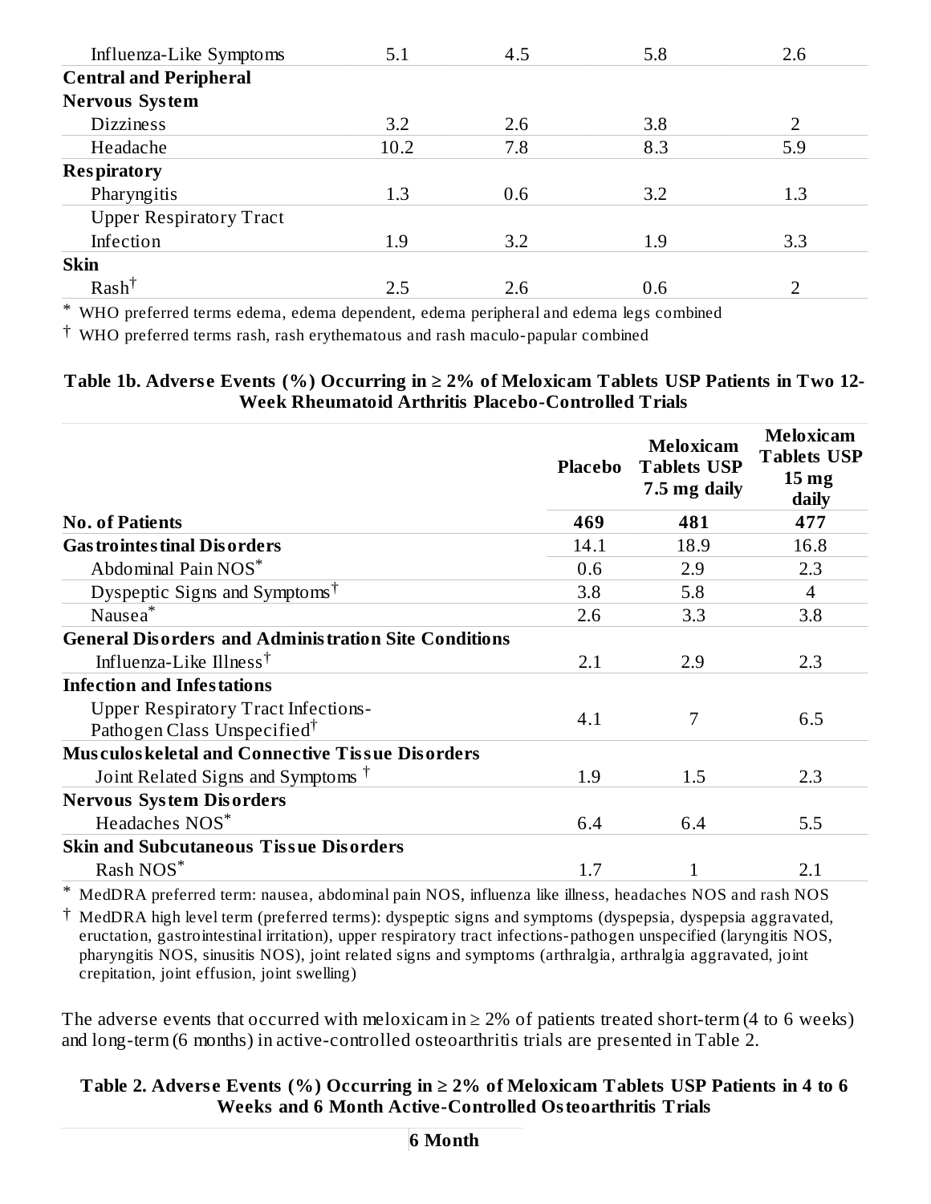| | | | | |
|---|---|---|---|---|
| Influenza-Like Symptoms | 5.1 | 4.5 | 5.8 | 2.6 |
| **Central and Peripheral Nervous System** | | | | |
| Dizziness | 3.2 | 2.6 | 3.8 | 2 |
| Headache | 10.2 | 7.8 | 8.3 | 5.9 |
| **Respiratory** | | | | |
| Pharyngitis | 1.3 | 0.6 | 3.2 | 1.3 |
| Upper Respiratory Tract Infection | 1.9 | 3.2 | 1.9 | 3.3 |
| **Skin** | | | | |
| Rash† | 2.5 | 2.6 | 0.6 | 2 |

* WHO preferred terms edema, edema dependent, edema peripheral and edema legs combined

† WHO preferred terms rash, rash erythematous and rash maculo-papular combined

**Table 1b. Adverse Events (%) Occurring in ≥ 2% of Meloxicam Tablets USP Patients in Two 12-Week Rheumatoid Arthritis Placebo-Controlled Trials**

| | Placebo | Meloxicam Tablets USP 7.5 mg daily | Meloxicam Tablets USP 15 mg daily |
|---|---|---|---|
| **No. of Patients** | **469** | **481** | **477** |
| **Gastrointestinal Disorders** | 14.1 | 18.9 | 16.8 |
| Abdominal Pain NOS* | 0.6 | 2.9 | 2.3 |
| Dyspeptic Signs and Symptoms† | 3.8 | 5.8 | 4 |
| Nausea* | 2.6 | 3.3 | 3.8 |
| **General Disorders and Administration Site Conditions** | | | |
| Influenza-Like Illness† | 2.1 | 2.9 | 2.3 |
| **Infection and Infestations** | | | |
| Upper Respiratory Tract Infections-Pathogen Class Unspecified† | 4.1 | 7 | 6.5 |
| **Musculoskeletal and Connective Tissue Disorders** | | | |
| Joint Related Signs and Symptoms † | 1.9 | 1.5 | 2.3 |
| **Nervous System Disorders** | | | |
| Headaches NOS* | 6.4 | 6.4 | 5.5 |
| **Skin and Subcutaneous Tissue Disorders** | | | |
| Rash NOS* | 1.7 | 1 | 2.1 |

* MedDRA preferred term: nausea, abdominal pain NOS, influenza like illness, headaches NOS and rash NOS

† MedDRA high level term (preferred terms): dyspeptic signs and symptoms (dyspepsia, dyspepsia aggravated, eructation, gastrointestinal irritation), upper respiratory tract infections-pathogen unspecified (laryngitis NOS, pharyngitis NOS, sinusitis NOS), joint related signs and symptoms (arthralgia, arthralgia aggravated, joint crepitation, joint effusion, joint swelling)

The adverse events that occurred with meloxicam in ≥ 2% of patients treated short-term (4 to 6 weeks) and long-term (6 months) in active-controlled osteoarthritis trials are presented in Table 2.

**Table 2. Adverse Events (%) Occurring in ≥ 2% of Meloxicam Tablets USP Patients in 4 to 6 Weeks and 6 Month Active-Controlled Osteoarthritis Trials**

| | 6 Month |
|---|---|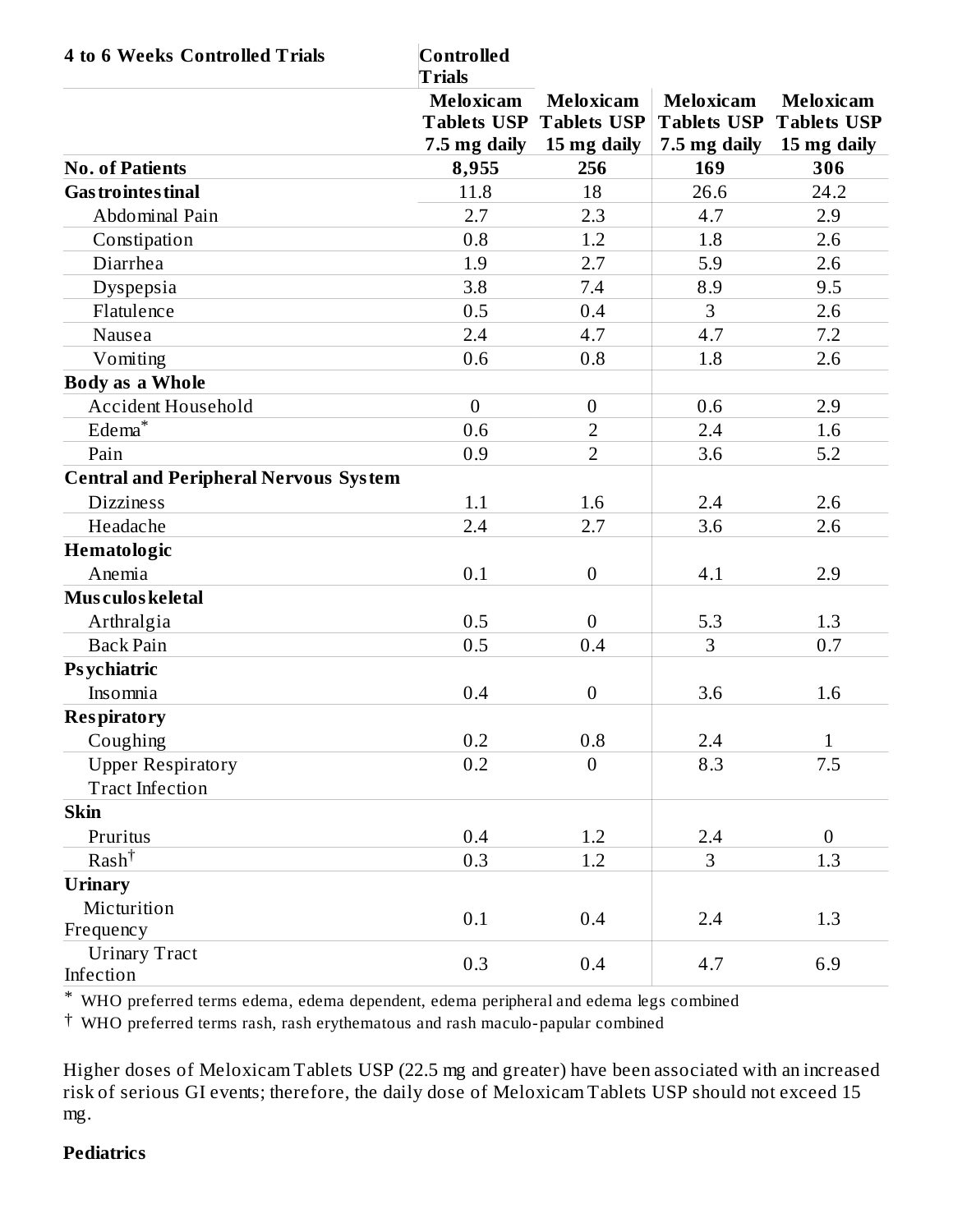| 4 to 6 Weeks Controlled Trials | Controlled Trials | | | |
|---|---|---|---|---|
| | Meloxicam Tablets USP 7.5 mg daily | Meloxicam Tablets USP 15 mg daily | Meloxicam Tablets USP 7.5 mg daily | Meloxicam Tablets USP 15 mg daily |
| **No. of Patients** | **8,955** | **256** | **169** | **306** |
| **Gastrointestinal** | 11.8 | 18 | 26.6 | 24.2 |
| Abdominal Pain | 2.7 | 2.3 | 4.7 | 2.9 |
| Constipation | 0.8 | 1.2 | 1.8 | 2.6 |
| Diarrhea | 1.9 | 2.7 | 5.9 | 2.6 |
| Dyspepsia | 3.8 | 7.4 | 8.9 | 9.5 |
| Flatulence | 0.5 | 0.4 | 3 | 2.6 |
| Nausea | 2.4 | 4.7 | 4.7 | 7.2 |
| Vomiting | 0.6 | 0.8 | 1.8 | 2.6 |
| **Body as a Whole** | | | | |
| Accident Household | 0 | 0 | 0.6 | 2.9 |
| Edema* | 0.6 | 2 | 2.4 | 1.6 |
| Pain | 0.9 | 2 | 3.6 | 5.2 |
| **Central and Peripheral Nervous System** | | | | |
| Dizziness | 1.1 | 1.6 | 2.4 | 2.6 |
| Headache | 2.4 | 2.7 | 3.6 | 2.6 |
| **Hematologic** | | | | |
| Anemia | 0.1 | 0 | 4.1 | 2.9 |
| **Musculoskeletal** | | | | |
| Arthralgia | 0.5 | 0 | 5.3 | 1.3 |
| Back Pain | 0.5 | 0.4 | 3 | 0.7 |
| **Psychiatric** | | | | |
| Insomnia | 0.4 | 0 | 3.6 | 1.6 |
| **Respiratory** | | | | |
| Coughing | 0.2 | 0.8 | 2.4 | 1 |
| Upper Respiratory Tract Infection | 0.2 | 0 | 8.3 | 7.5 |
| **Skin** | | | | |
| Pruritus | 0.4 | 1.2 | 2.4 | 0 |
| Rash† | 0.3 | 1.2 | 3 | 1.3 |
| **Urinary** | | | | |
| Micturition Frequency | 0.1 | 0.4 | 2.4 | 1.3 |
| Urinary Tract Infection | 0.3 | 0.4 | 4.7 | 6.9 |

\* WHO preferred terms edema, edema dependent, edema peripheral and edema legs combined

† WHO preferred terms rash, rash erythematous and rash maculo-papular combined

Higher doses of Meloxicam Tablets USP (22.5 mg and greater) have been associated with an increased risk of serious GI events; therefore, the daily dose of Meloxicam Tablets USP should not exceed 15 mg.

**Pediatrics**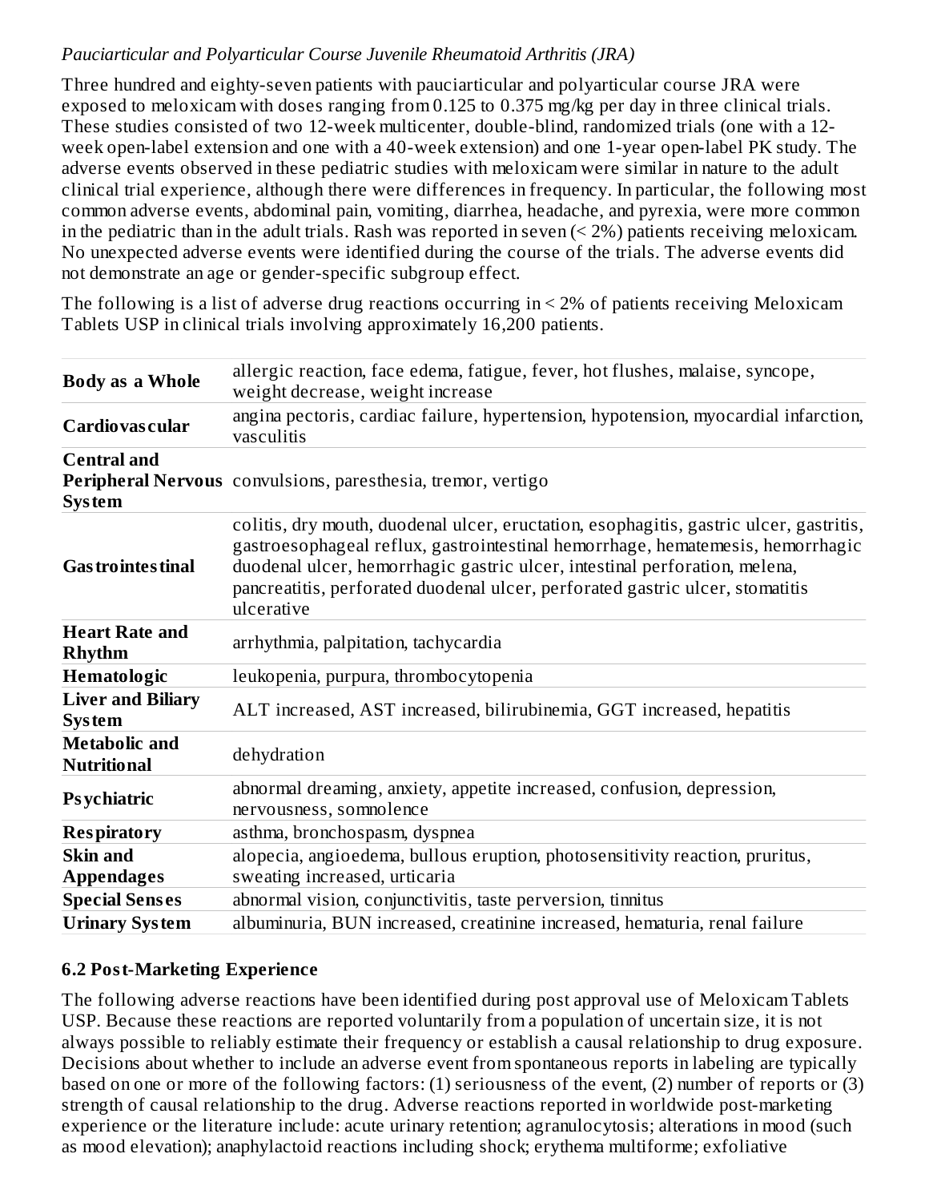*Pauciarticular and Polyarticular Course Juvenile Rheumatoid Arthritis (JRA)*

Three hundred and eighty-seven patients with pauciarticular and polyarticular course JRA were exposed to meloxicam with doses ranging from 0.125 to 0.375 mg/kg per day in three clinical trials. These studies consisted of two 12-week multicenter, double-blind, randomized trials (one with a 12-week open-label extension and one with a 40-week extension) and one 1-year open-label PK study. The adverse events observed in these pediatric studies with meloxicam were similar in nature to the adult clinical trial experience, although there were differences in frequency. In particular, the following most common adverse events, abdominal pain, vomiting, diarrhea, headache, and pyrexia, were more common in the pediatric than in the adult trials. Rash was reported in seven (< 2%) patients receiving meloxicam. No unexpected adverse events were identified during the course of the trials. The adverse events did not demonstrate an age or gender-specific subgroup effect.

The following is a list of adverse drug reactions occurring in < 2% of patients receiving Meloxicam Tablets USP in clinical trials involving approximately 16,200 patients.

| | |
|---|---|
| **Body as a Whole** | allergic reaction, face edema, fatigue, fever, hot flushes, malaise, syncope, weight decrease, weight increase |
| **Cardiovascular** | angina pectoris, cardiac failure, hypertension, hypotension, myocardial infarction, vasculitis |
| **Central and Peripheral Nervous System** | convulsions, paresthesia, tremor, vertigo |
| **Gastrointestinal** | colitis, dry mouth, duodenal ulcer, eructation, esophagitis, gastric ulcer, gastritis, gastroesophageal reflux, gastrointestinal hemorrhage, hematemesis, hemorrhagic duodenal ulcer, hemorrhagic gastric ulcer, intestinal perforation, melena, pancreatitis, perforated duodenal ulcer, perforated gastric ulcer, stomatitis ulcerative |
| **Heart Rate and Rhythm** | arrhythmia, palpitation, tachycardia |
| **Hematologic** | leukopenia, purpura, thrombocytopenia |
| **Liver and Biliary System** | ALT increased, AST increased, bilirubinemia, GGT increased, hepatitis |
| **Metabolic and Nutritional** | dehydration |
| **Psychiatric** | abnormal dreaming, anxiety, appetite increased, confusion, depression, nervousness, somnolence |
| **Respiratory** | asthma, bronchospasm, dyspnea |
| **Skin and Appendages** | alopecia, angioedema, bullous eruption, photosensitivity reaction, pruritus, sweating increased, urticaria |
| **Special Senses** | abnormal vision, conjunctivitis, taste perversion, tinnitus |
| **Urinary System** | albuminuria, BUN increased, creatinine increased, hematuria, renal failure |

### 6.2 Post-Marketing Experience

The following adverse reactions have been identified during post approval use of Meloxicam Tablets USP. Because these reactions are reported voluntarily from a population of uncertain size, it is not always possible to reliably estimate their frequency or establish a causal relationship to drug exposure. Decisions about whether to include an adverse event from spontaneous reports in labeling are typically based on one or more of the following factors: (1) seriousness of the event, (2) number of reports or (3) strength of causal relationship to the drug. Adverse reactions reported in worldwide post-marketing experience or the literature include: acute urinary retention; agranulocytosis; alterations in mood (such as mood elevation); anaphylactoid reactions including shock; erythema multiforme; exfoliative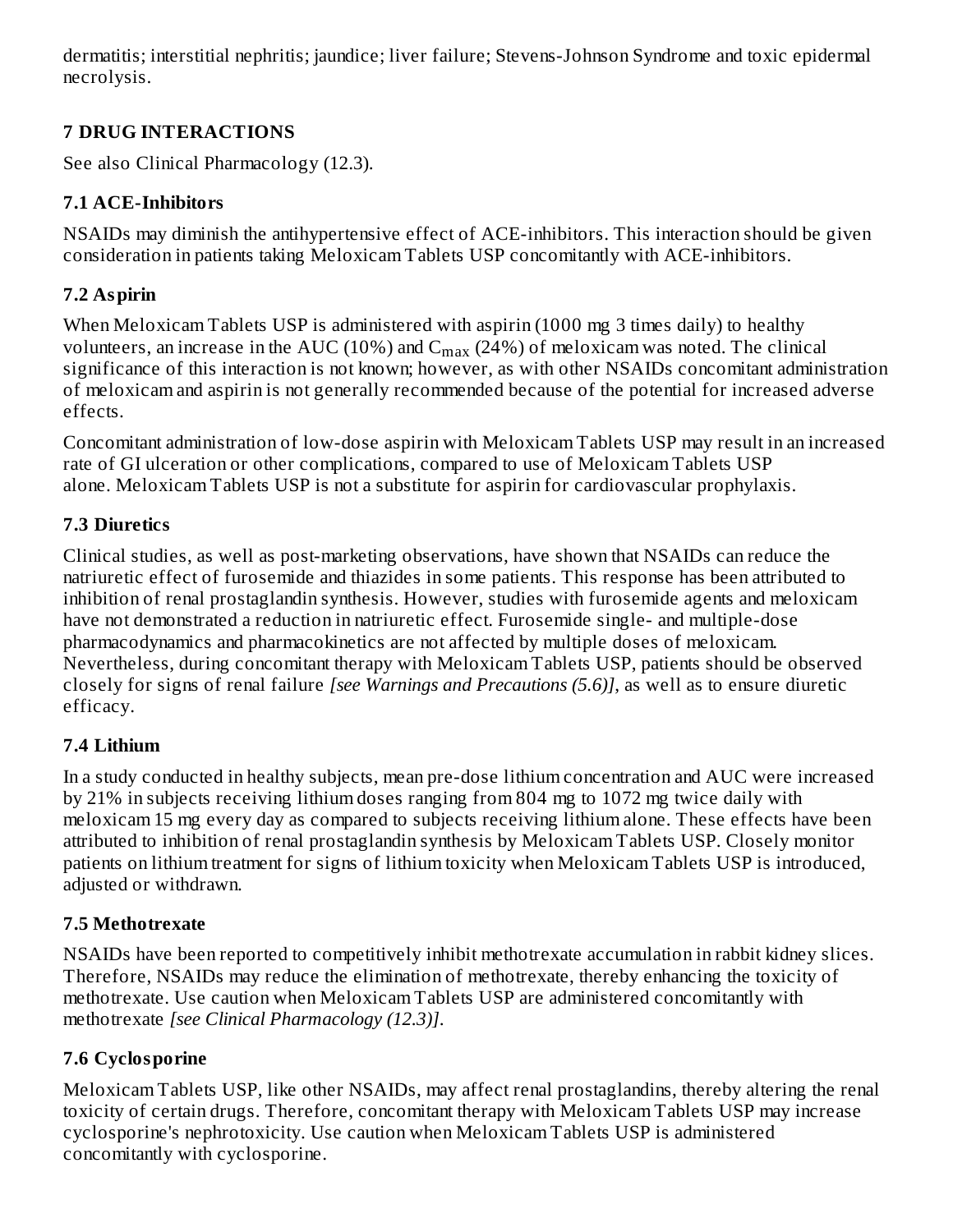dermatitis; interstitial nephritis; jaundice; liver failure; Stevens-Johnson Syndrome and toxic epidermal necrolysis.

## 7 DRUG INTERACTIONS

See also Clinical Pharmacology (12.3).

### 7.1 ACE-Inhibitors

NSAIDs may diminish the antihypertensive effect of ACE-inhibitors. This interaction should be given consideration in patients taking Meloxicam Tablets USP concomitantly with ACE-inhibitors.

### 7.2 Aspirin

When Meloxicam Tablets USP is administered with aspirin (1000 mg 3 times daily) to healthy volunteers, an increase in the AUC (10%) and $C_{max}$ (24%) of meloxicam was noted. The clinical significance of this interaction is not known; however, as with other NSAIDs concomitant administration of meloxicam and aspirin is not generally recommended because of the potential for increased adverse effects.

Concomitant administration of low-dose aspirin with Meloxicam Tablets USP may result in an increased rate of GI ulceration or other complications, compared to use of Meloxicam Tablets USP alone. Meloxicam Tablets USP is not a substitute for aspirin for cardiovascular prophylaxis.

### 7.3 Diuretics

Clinical studies, as well as post-marketing observations, have shown that NSAIDs can reduce the natriuretic effect of furosemide and thiazides in some patients. This response has been attributed to inhibition of renal prostaglandin synthesis. However, studies with furosemide agents and meloxicam have not demonstrated a reduction in natriuretic effect. Furosemide single- and multiple-dose pharmacodynamics and pharmacokinetics are not affected by multiple doses of meloxicam. Nevertheless, during concomitant therapy with Meloxicam Tablets USP, patients should be observed closely for signs of renal failure *[see Warnings and Precautions (5.6)]*, as well as to ensure diuretic efficacy.

### 7.4 Lithium

In a study conducted in healthy subjects, mean pre-dose lithium concentration and AUC were increased by 21% in subjects receiving lithium doses ranging from 804 mg to 1072 mg twice daily with meloxicam 15 mg every day as compared to subjects receiving lithium alone. These effects have been attributed to inhibition of renal prostaglandin synthesis by Meloxicam Tablets USP. Closely monitor patients on lithium treatment for signs of lithium toxicity when Meloxicam Tablets USP is introduced, adjusted or withdrawn.

### 7.5 Methotrexate

NSAIDs have been reported to competitively inhibit methotrexate accumulation in rabbit kidney slices. Therefore, NSAIDs may reduce the elimination of methotrexate, thereby enhancing the toxicity of methotrexate. Use caution when Meloxicam Tablets USP are administered concomitantly with methotrexate *[see Clinical Pharmacology (12.3)]*.

### 7.6 Cyclosporine

Meloxicam Tablets USP, like other NSAIDs, may affect renal prostaglandins, thereby altering the renal toxicity of certain drugs. Therefore, concomitant therapy with Meloxicam Tablets USP may increase cyclosporine's nephrotoxicity. Use caution when Meloxicam Tablets USP is administered concomitantly with cyclosporine.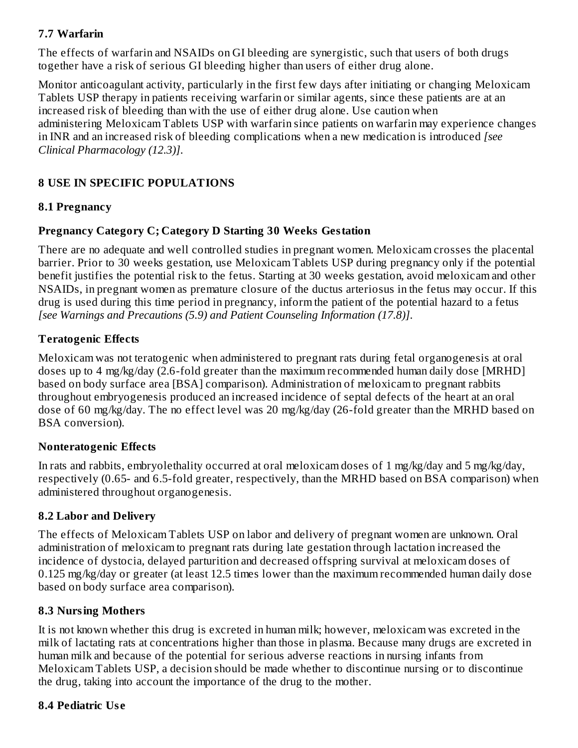### 7.7 Warfarin

The effects of warfarin and NSAIDs on GI bleeding are synergistic, such that users of both drugs together have a risk of serious GI bleeding higher than users of either drug alone.

Monitor anticoagulant activity, particularly in the first few days after initiating or changing Meloxicam Tablets USP therapy in patients receiving warfarin or similar agents, since these patients are at an increased risk of bleeding than with the use of either drug alone. Use caution when administering Meloxicam Tablets USP with warfarin since patients on warfarin may experience changes in INR and an increased risk of bleeding complications when a new medication is introduced *[see Clinical Pharmacology (12.3)]*.

## 8 USE IN SPECIFIC POPULATIONS

### 8.1 Pregnancy

**Pregnancy Category C; Category D Starting 30 Weeks Gestation**

There are no adequate and well controlled studies in pregnant women. Meloxicam crosses the placental barrier. Prior to 30 weeks gestation, use Meloxicam Tablets USP during pregnancy only if the potential benefit justifies the potential risk to the fetus. Starting at 30 weeks gestation, avoid meloxicam and other NSAIDs, in pregnant women as premature closure of the ductus arteriosus in the fetus may occur. If this drug is used during this time period in pregnancy, inform the patient of the potential hazard to a fetus *[see Warnings and Precautions (5.9) and Patient Counseling Information (17.8)]*.

**Teratogenic Effects**

Meloxicam was not teratogenic when administered to pregnant rats during fetal organogenesis at oral doses up to 4 mg/kg/day (2.6-fold greater than the maximum recommended human daily dose [MRHD] based on body surface area [BSA] comparison). Administration of meloxicam to pregnant rabbits throughout embryogenesis produced an increased incidence of septal defects of the heart at an oral dose of 60 mg/kg/day. The no effect level was 20 mg/kg/day (26-fold greater than the MRHD based on BSA conversion).

**Nonteratogenic Effects**

In rats and rabbits, embryolethality occurred at oral meloxicam doses of 1 mg/kg/day and 5 mg/kg/day, respectively (0.65- and 6.5-fold greater, respectively, than the MRHD based on BSA comparison) when administered throughout organogenesis.

### 8.2 Labor and Delivery

The effects of Meloxicam Tablets USP on labor and delivery of pregnant women are unknown. Oral administration of meloxicam to pregnant rats during late gestation through lactation increased the incidence of dystocia, delayed parturition and decreased offspring survival at meloxicam doses of 0.125 mg/kg/day or greater (at least 12.5 times lower than the maximum recommended human daily dose based on body surface area comparison).

### 8.3 Nursing Mothers

It is not known whether this drug is excreted in human milk; however, meloxicam was excreted in the milk of lactating rats at concentrations higher than those in plasma. Because many drugs are excreted in human milk and because of the potential for serious adverse reactions in nursing infants from Meloxicam Tablets USP, a decision should be made whether to discontinue nursing or to discontinue the drug, taking into account the importance of the drug to the mother.

### 8.4 Pediatric Use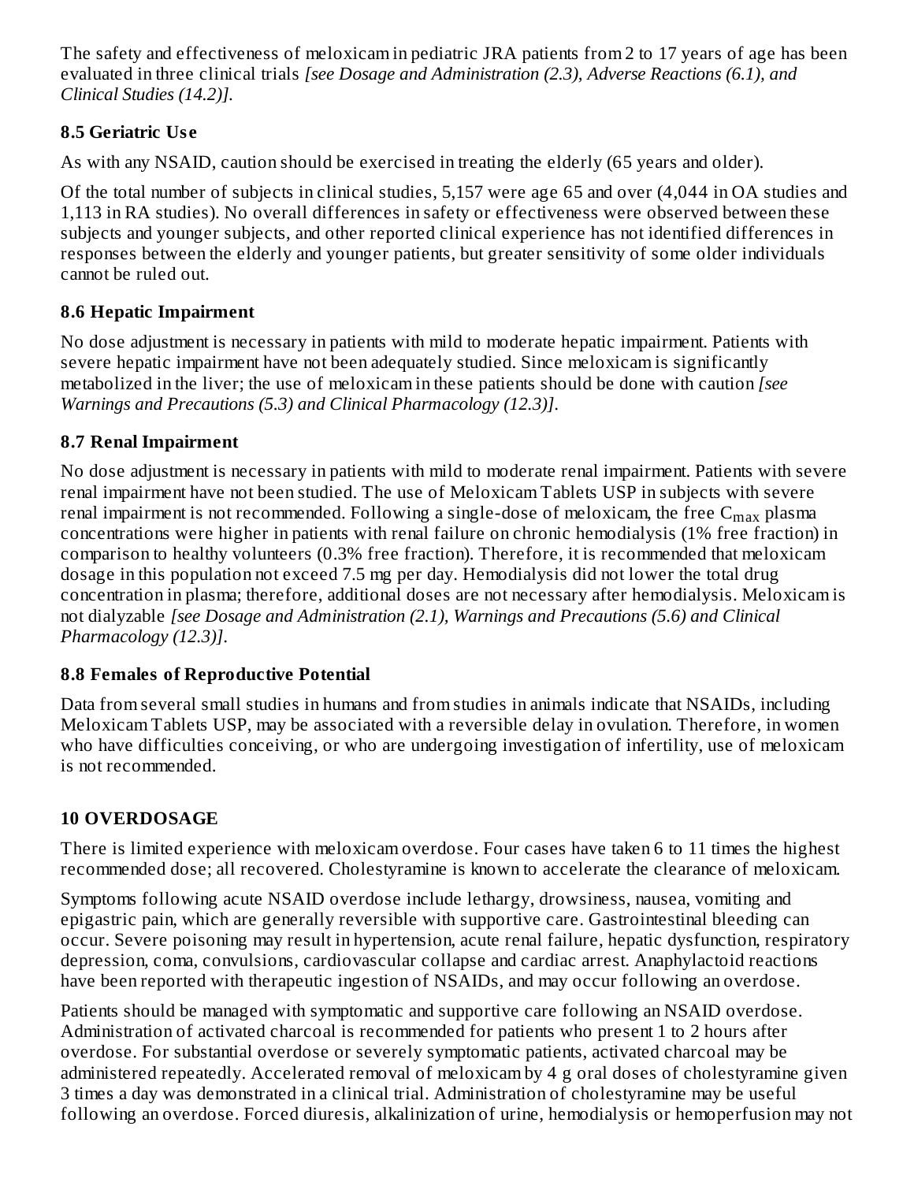The safety and effectiveness of meloxicam in pediatric JRA patients from 2 to 17 years of age has been evaluated in three clinical trials *[see Dosage and Administration (2.3), Adverse Reactions (6.1), and Clinical Studies (14.2)]*.

### 8.5 Geriatric Use

As with any NSAID, caution should be exercised in treating the elderly (65 years and older).

Of the total number of subjects in clinical studies, 5,157 were age 65 and over (4,044 in OA studies and 1,113 in RA studies). No overall differences in safety or effectiveness were observed between these subjects and younger subjects, and other reported clinical experience has not identified differences in responses between the elderly and younger patients, but greater sensitivity of some older individuals cannot be ruled out.

### 8.6 Hepatic Impairment

No dose adjustment is necessary in patients with mild to moderate hepatic impairment. Patients with severe hepatic impairment have not been adequately studied. Since meloxicam is significantly metabolized in the liver; the use of meloxicam in these patients should be done with caution *[see Warnings and Precautions (5.3) and Clinical Pharmacology (12.3)]*.

### 8.7 Renal Impairment

No dose adjustment is necessary in patients with mild to moderate renal impairment. Patients with severe renal impairment have not been studied. The use of Meloxicam Tablets USP in subjects with severe renal impairment is not recommended. Following a single-dose of meloxicam, the free $C_{max}$ plasma concentrations were higher in patients with renal failure on chronic hemodialysis (1% free fraction) in comparison to healthy volunteers (0.3% free fraction). Therefore, it is recommended that meloxicam dosage in this population not exceed 7.5 mg per day. Hemodialysis did not lower the total drug concentration in plasma; therefore, additional doses are not necessary after hemodialysis. Meloxicam is not dialyzable *[see Dosage and Administration (2.1), Warnings and Precautions (5.6) and Clinical Pharmacology (12.3)]*.

### 8.8 Females of Reproductive Potential

Data from several small studies in humans and from studies in animals indicate that NSAIDs, including Meloxicam Tablets USP, may be associated with a reversible delay in ovulation. Therefore, in women who have difficulties conceiving, or who are undergoing investigation of infertility, use of meloxicam is not recommended.

## 10 OVERDOSAGE

There is limited experience with meloxicam overdose. Four cases have taken 6 to 11 times the highest recommended dose; all recovered. Cholestyramine is known to accelerate the clearance of meloxicam.

Symptoms following acute NSAID overdose include lethargy, drowsiness, nausea, vomiting and epigastric pain, which are generally reversible with supportive care. Gastrointestinal bleeding can occur. Severe poisoning may result in hypertension, acute renal failure, hepatic dysfunction, respiratory depression, coma, convulsions, cardiovascular collapse and cardiac arrest. Anaphylactoid reactions have been reported with therapeutic ingestion of NSAIDs, and may occur following an overdose.

Patients should be managed with symptomatic and supportive care following an NSAID overdose. Administration of activated charcoal is recommended for patients who present 1 to 2 hours after overdose. For substantial overdose or severely symptomatic patients, activated charcoal may be administered repeatedly. Accelerated removal of meloxicam by 4 g oral doses of cholestyramine given 3 times a day was demonstrated in a clinical trial. Administration of cholestyramine may be useful following an overdose. Forced diuresis, alkalinization of urine, hemodialysis or hemoperfusion may not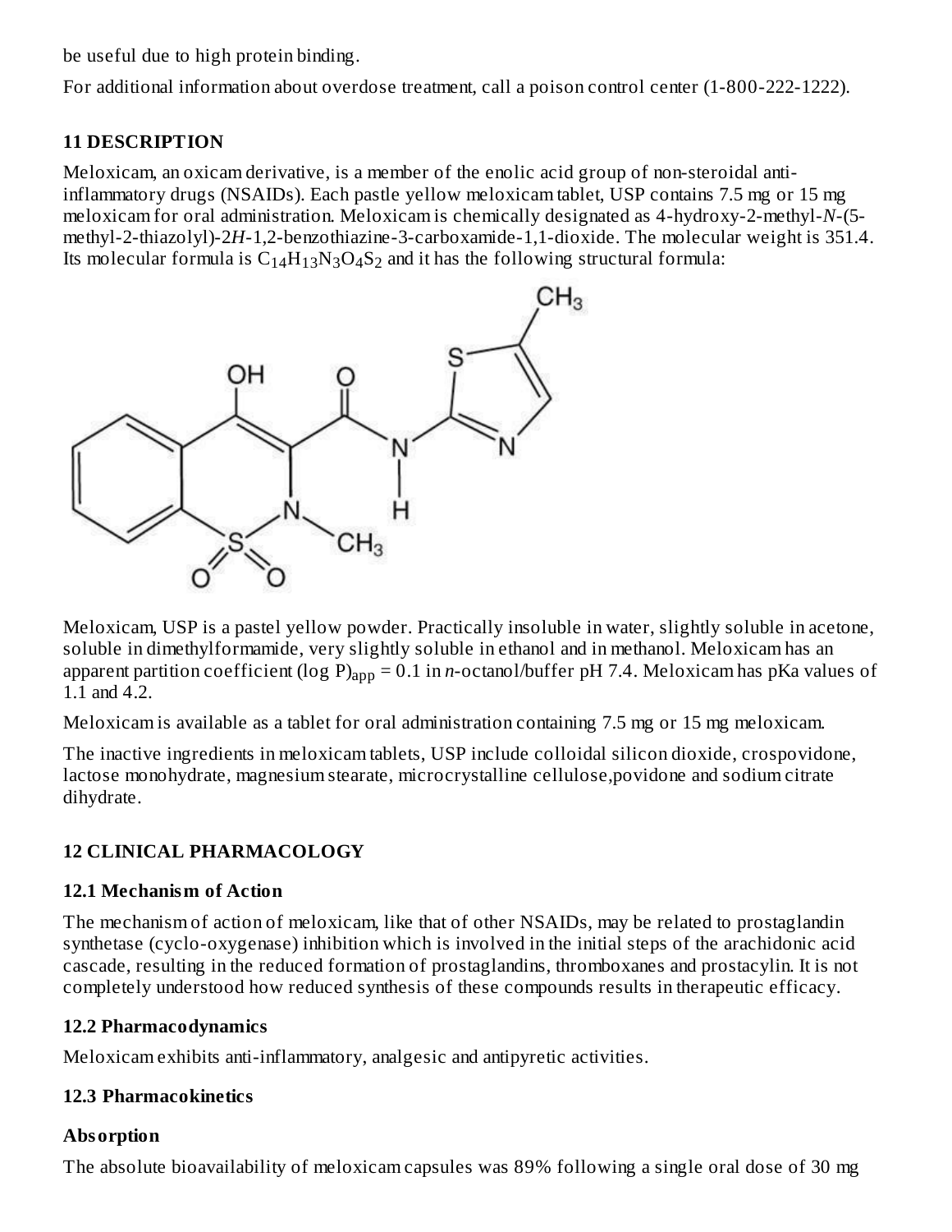be useful due to high protein binding.

For additional information about overdose treatment, call a poison control center (1-800-222-1222).

## 11 DESCRIPTION

Meloxicam, an oxicam derivative, is a member of the enolic acid group of non-steroidal anti-inflammatory drugs (NSAIDs). Each pastle yellow meloxicam tablet, USP contains 7.5 mg or 15 mg meloxicam for oral administration. Meloxicam is chemically designated as 4-hydroxy-2-methyl-*N*-(5-methyl-2-thiazolyl)-2*H*-1,2-benzothiazine-3-carboxamide-1,1-dioxide. The molecular weight is 351.4. Its molecular formula is $C_{14}H_{13}N_3O_4S_2$ and it has the following structural formula:

Meloxicam, USP is a pastel yellow powder. Practically insoluble in water, slightly soluble in acetone, soluble in dimethylformamide, very slightly soluble in ethanol and in methanol. Meloxicam has an apparent partition coefficient $(\log P)_{app} = 0.1$ in *n*-octanol/buffer pH 7.4. Meloxicam has pKa values of 1.1 and 4.2.

Meloxicam is available as a tablet for oral administration containing 7.5 mg or 15 mg meloxicam.

The inactive ingredients in meloxicam tablets, USP include colloidal silicon dioxide, crospovidone, lactose monohydrate, magnesium stearate, microcrystalline cellulose,povidone and sodium citrate dihydrate.

## 12 CLINICAL PHARMACOLOGY

### 12.1 Mechanism of Action

The mechanism of action of meloxicam, like that of other NSAIDs, may be related to prostaglandin synthetase (cyclo-oxygenase) inhibition which is involved in the initial steps of the arachidonic acid cascade, resulting in the reduced formation of prostaglandins, thromboxanes and prostacylin. It is not completely understood how reduced synthesis of these compounds results in therapeutic efficacy.

### 12.2 Pharmacodynamics

Meloxicam exhibits anti-inflammatory, analgesic and antipyretic activities.

### 12.3 Pharmacokinetics

#### Absorption

The absolute bioavailability of meloxicam capsules was 89% following a single oral dose of 30 mg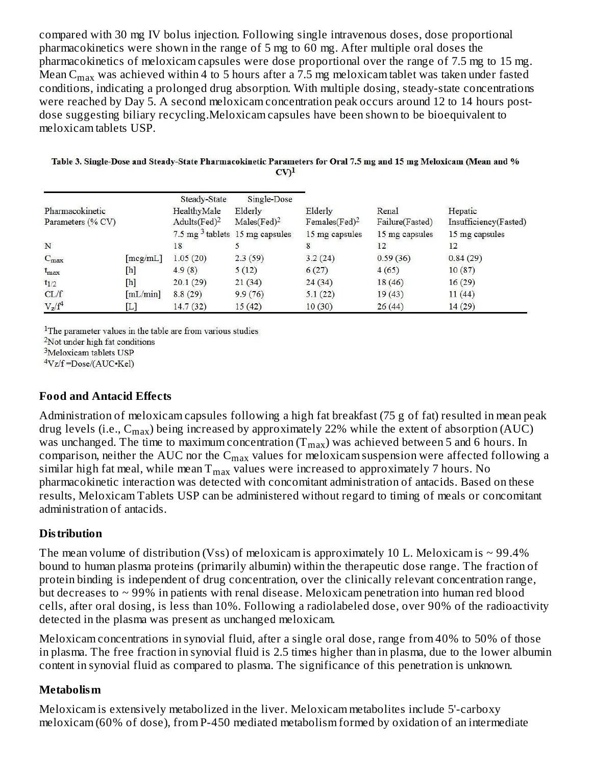compared with 30 mg IV bolus injection. Following single intravenous doses, dose proportional pharmacokinetics were shown in the range of 5 mg to 60 mg. After multiple oral doses the pharmacokinetics of meloxicam capsules were dose proportional over the range of 7.5 mg to 15 mg. Mean $C_{max}$ was achieved within 4 to 5 hours after a 7.5 mg meloxicam tablet was taken under fasted conditions, indicating a prolonged drug absorption. With multiple dosing, steady-state concentrations were reached by Day 5. A second meloxicam concentration peak occurs around 12 to 14 hours post-dose suggesting biliary recycling.Meloxicam capsules have been shown to be bioequivalent to meloxicam tablets USP.

**Table 3. Single-Dose and Steady-State Pharmacokinetic Parameters for Oral 7.5 mg and 15 mg Meloxicam (Mean and % CV)[1]**

| Pharmacokinetic Parameters (% CV) | | Steady-State HealthyMale Adults(Fed)[2] 7.5 mg [3] tablets | Single-Dose Elderly Males(Fed)[2] 15 mg capsules | Elderly Females(Fed)[2] 15 mg capsules | Renal Failure(Fasted) 15 mg capsules | Hepatic Insufficiency(Fasted) 15 mg capsules |
|---|---|---|---|---|---|---|
| N | | 18 | 5 | 8 | 12 | 12 |
| $C_{max}$ | [mcg/mL] | 1.05 (20) | 2.3 (59) | 3.2 (24) | 0.59 (36) | 0.84 (29) |
| $t_{max}$ | [h] | 4.9 (8) | 5 (12) | 6 (27) | 4 (65) | 10 (87) |
| $t_{1/2}$ | [h] | 20.1 (29) | 21 (34) | 24 (34) | 18 (46) | 16 (29) |
| CL/f | [mL/min] | 8.8 (29) | 9.9 (76) | 5.1 (22) | 19 (43) | 11 (44) |
| $V_z/f$[4] | [L] | 14.7 (32) | 15 (42) | 10 (30) | 26 (44) | 14 (29) |

[1]The parameter values in the table are from various studies
[2]Not under high fat conditions
[3]Meloxicam tablets USP
[4]Vz/f =Dose/(AUC•Kel)

### Food and Antacid Effects

Administration of meloxicam capsules following a high fat breakfast (75 g of fat) resulted in mean peak drug levels (i.e., $C_{max}$) being increased by approximately 22% while the extent of absorption (AUC) was unchanged. The time to maximum concentration ($T_{max}$) was achieved between 5 and 6 hours. In comparison, neither the AUC nor the $C_{max}$ values for meloxicam suspension were affected following a similar high fat meal, while mean $T_{max}$ values were increased to approximately 7 hours. No pharmacokinetic interaction was detected with concomitant administration of antacids. Based on these results, Meloxicam Tablets USP can be administered without regard to timing of meals or concomitant administration of antacids.

### Distribution

The mean volume of distribution (Vss) of meloxicam is approximately 10 L. Meloxicam is ~ 99.4% bound to human plasma proteins (primarily albumin) within the therapeutic dose range. The fraction of protein binding is independent of drug concentration, over the clinically relevant concentration range, but decreases to ~ 99% in patients with renal disease. Meloxicam penetration into human red blood cells, after oral dosing, is less than 10%. Following a radiolabeled dose, over 90% of the radioactivity detected in the plasma was present as unchanged meloxicam.

Meloxicam concentrations in synovial fluid, after a single oral dose, range from 40% to 50% of those in plasma. The free fraction in synovial fluid is 2.5 times higher than in plasma, due to the lower albumin content in synovial fluid as compared to plasma. The significance of this penetration is unknown.

### Metabolism

Meloxicam is extensively metabolized in the liver. Meloxicam metabolites include 5'-carboxy meloxicam (60% of dose), from P-450 mediated metabolism formed by oxidation of an intermediate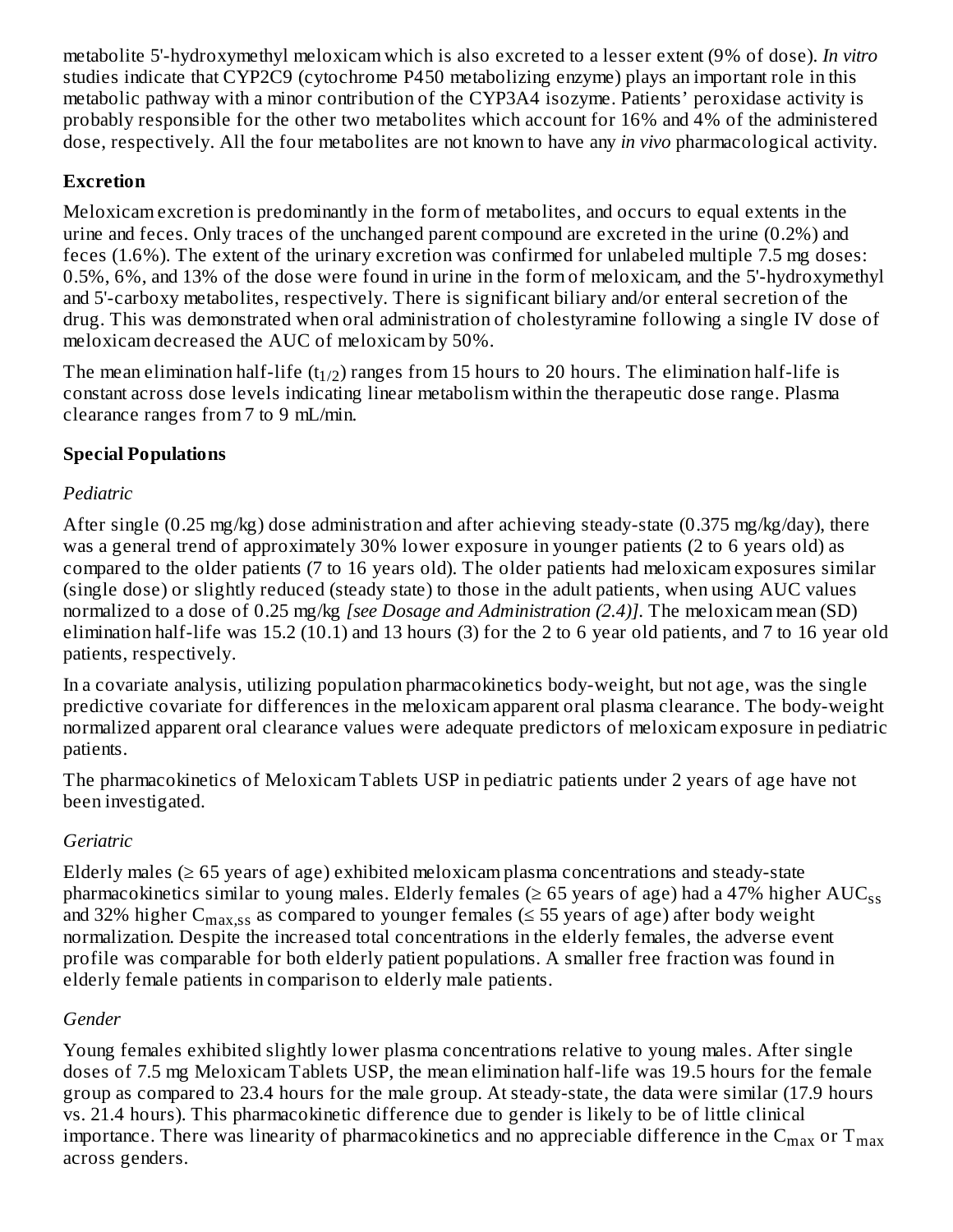metabolite 5'-hydroxymethyl meloxicam which is also excreted to a lesser extent (9% of dose). *In vitro* studies indicate that CYP2C9 (cytochrome P450 metabolizing enzyme) plays an important role in this metabolic pathway with a minor contribution of the CYP3A4 isozyme. Patients' peroxidase activity is probably responsible for the other two metabolites which account for 16% and 4% of the administered dose, respectively. All the four metabolites are not known to have any *in vivo* pharmacological activity.

**Excretion**

Meloxicam excretion is predominantly in the form of metabolites, and occurs to equal extents in the urine and feces. Only traces of the unchanged parent compound are excreted in the urine (0.2%) and feces (1.6%). The extent of the urinary excretion was confirmed for unlabeled multiple 7.5 mg doses: 0.5%, 6%, and 13% of the dose were found in urine in the form of meloxicam, and the 5'-hydroxymethyl and 5'-carboxy metabolites, respectively. There is significant biliary and/or enteral secretion of the drug. This was demonstrated when oral administration of cholestyramine following a single IV dose of meloxicam decreased the AUC of meloxicam by 50%.

The mean elimination half-life ($t_{1/2}$) ranges from 15 hours to 20 hours. The elimination half-life is constant across dose levels indicating linear metabolism within the therapeutic dose range. Plasma clearance ranges from 7 to 9 mL/min.

**Special Populations**

*Pediatric*

After single (0.25 mg/kg) dose administration and after achieving steady-state (0.375 mg/kg/day), there was a general trend of approximately 30% lower exposure in younger patients (2 to 6 years old) as compared to the older patients (7 to 16 years old). The older patients had meloxicam exposures similar (single dose) or slightly reduced (steady state) to those in the adult patients, when using AUC values normalized to a dose of 0.25 mg/kg *[see Dosage and Administration (2.4)]*. The meloxicam mean (SD) elimination half-life was 15.2 (10.1) and 13 hours (3) for the 2 to 6 year old patients, and 7 to 16 year old patients, respectively.

In a covariate analysis, utilizing population pharmacokinetics body-weight, but not age, was the single predictive covariate for differences in the meloxicam apparent oral plasma clearance. The body-weight normalized apparent oral clearance values were adequate predictors of meloxicam exposure in pediatric patients.

The pharmacokinetics of Meloxicam Tablets USP in pediatric patients under 2 years of age have not been investigated.

*Geriatric*

Elderly males (≥ 65 years of age) exhibited meloxicam plasma concentrations and steady-state pharmacokinetics similar to young males. Elderly females (≥ 65 years of age) had a 47% higher $AUC_{ss}$ and 32% higher $C_{max,ss}$ as compared to younger females (≤ 55 years of age) after body weight normalization. Despite the increased total concentrations in the elderly females, the adverse event profile was comparable for both elderly patient populations. A smaller free fraction was found in elderly female patients in comparison to elderly male patients.

*Gender*

Young females exhibited slightly lower plasma concentrations relative to young males. After single doses of 7.5 mg Meloxicam Tablets USP, the mean elimination half-life was 19.5 hours for the female group as compared to 23.4 hours for the male group. At steady-state, the data were similar (17.9 hours vs. 21.4 hours). This pharmacokinetic difference due to gender is likely to be of little clinical importance. There was linearity of pharmacokinetics and no appreciable difference in the $C_{max}$ or $T_{max}$ across genders.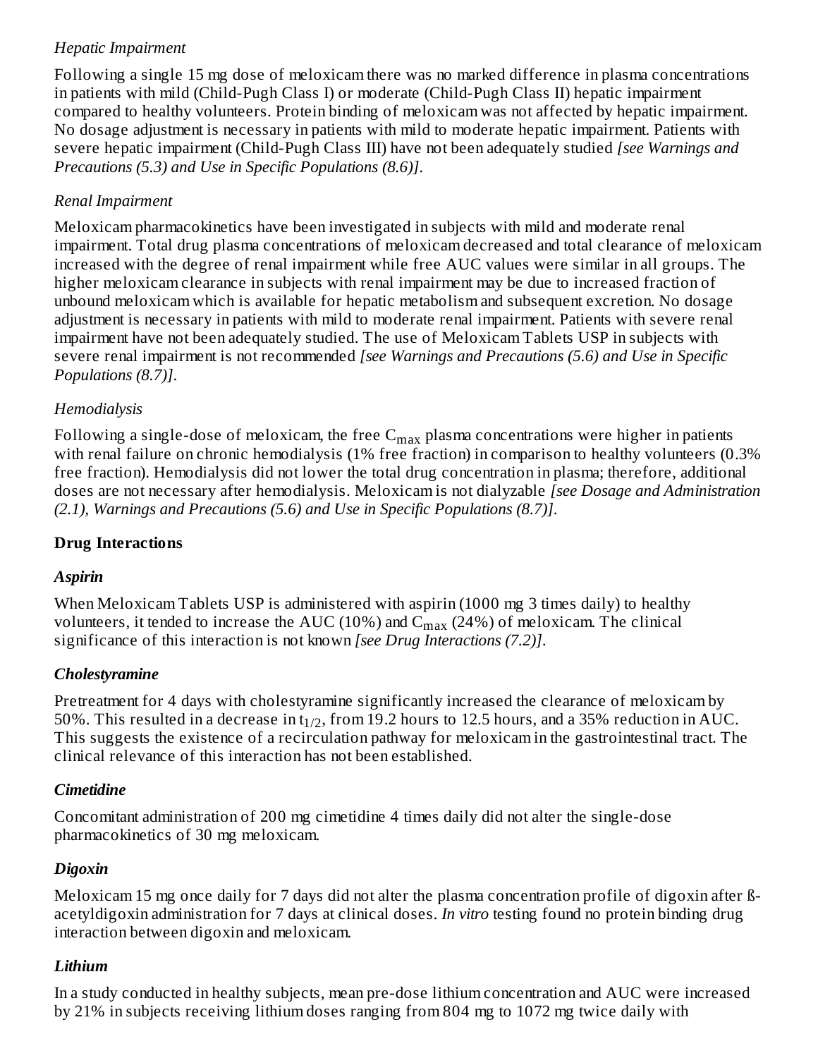*Hepatic Impairment*

Following a single 15 mg dose of meloxicam there was no marked difference in plasma concentrations in patients with mild (Child-Pugh Class I) or moderate (Child-Pugh Class II) hepatic impairment compared to healthy volunteers. Protein binding of meloxicam was not affected by hepatic impairment. No dosage adjustment is necessary in patients with mild to moderate hepatic impairment. Patients with severe hepatic impairment (Child-Pugh Class III) have not been adequately studied *[see Warnings and Precautions (5.3) and Use in Specific Populations (8.6)]*.

*Renal Impairment*

Meloxicam pharmacokinetics have been investigated in subjects with mild and moderate renal impairment. Total drug plasma concentrations of meloxicam decreased and total clearance of meloxicam increased with the degree of renal impairment while free AUC values were similar in all groups. The higher meloxicam clearance in subjects with renal impairment may be due to increased fraction of unbound meloxicam which is available for hepatic metabolism and subsequent excretion. No dosage adjustment is necessary in patients with mild to moderate renal impairment. Patients with severe renal impairment have not been adequately studied. The use of Meloxicam Tablets USP in subjects with severe renal impairment is not recommended *[see Warnings and Precautions (5.6) and Use in Specific Populations (8.7)]*.

*Hemodialysis*

Following a single-dose of meloxicam, the free $C_{max}$ plasma concentrations were higher in patients with renal failure on chronic hemodialysis (1% free fraction) in comparison to healthy volunteers (0.3% free fraction). Hemodialysis did not lower the total drug concentration in plasma; therefore, additional doses are not necessary after hemodialysis. Meloxicam is not dialyzable *[see Dosage and Administration (2.1), Warnings and Precautions (5.6) and Use in Specific Populations (8.7)]*.

**Drug Interactions**

***Aspirin***

When Meloxicam Tablets USP is administered with aspirin (1000 mg 3 times daily) to healthy volunteers, it tended to increase the AUC (10%) and $C_{max}$ (24%) of meloxicam. The clinical significance of this interaction is not known *[see Drug Interactions (7.2)]*.

***Cholestyramine***

Pretreatment for 4 days with cholestyramine significantly increased the clearance of meloxicam by 50%. This resulted in a decrease in $t_{1/2}$, from 19.2 hours to 12.5 hours, and a 35% reduction in AUC. This suggests the existence of a recirculation pathway for meloxicam in the gastrointestinal tract. The clinical relevance of this interaction has not been established.

***Cimetidine***

Concomitant administration of 200 mg cimetidine 4 times daily did not alter the single-dose pharmacokinetics of 30 mg meloxicam.

***Digoxin***

Meloxicam 15 mg once daily for 7 days did not alter the plasma concentration profile of digoxin after ß-acetyldigoxin administration for 7 days at clinical doses. *In vitro* testing found no protein binding drug interaction between digoxin and meloxicam.

***Lithium***

In a study conducted in healthy subjects, mean pre-dose lithium concentration and AUC were increased by 21% in subjects receiving lithium doses ranging from 804 mg to 1072 mg twice daily with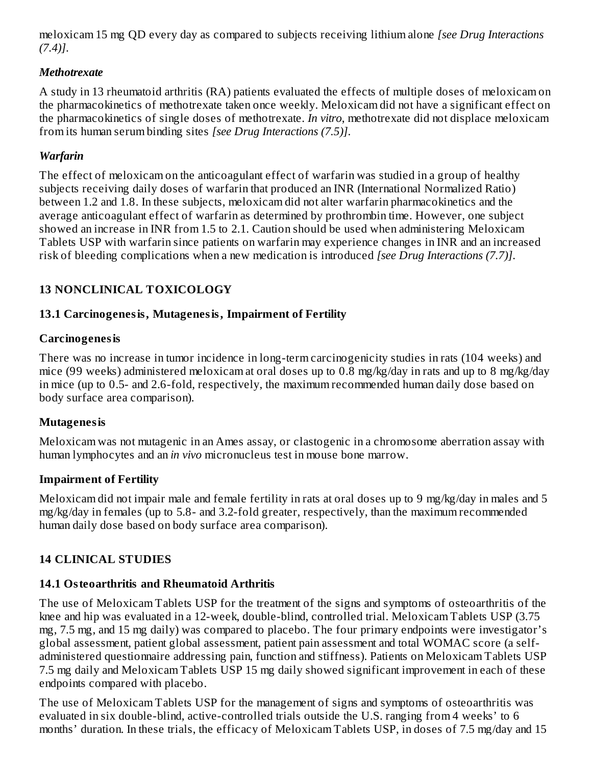meloxicam 15 mg QD every day as compared to subjects receiving lithium alone *[see Drug Interactions (7.4)]*.

***Methotrexate***

A study in 13 rheumatoid arthritis (RA) patients evaluated the effects of multiple doses of meloxicam on the pharmacokinetics of methotrexate taken once weekly. Meloxicam did not have a significant effect on the pharmacokinetics of single doses of methotrexate. *In vitro*, methotrexate did not displace meloxicam from its human serum binding sites *[see Drug Interactions (7.5)]*.

***Warfarin***

The effect of meloxicam on the anticoagulant effect of warfarin was studied in a group of healthy subjects receiving daily doses of warfarin that produced an INR (International Normalized Ratio) between 1.2 and 1.8. In these subjects, meloxicam did not alter warfarin pharmacokinetics and the average anticoagulant effect of warfarin as determined by prothrombin time. However, one subject showed an increase in INR from 1.5 to 2.1. Caution should be used when administering Meloxicam Tablets USP with warfarin since patients on warfarin may experience changes in INR and an increased risk of bleeding complications when a new medication is introduced *[see Drug Interactions (7.7)]*.

## 13 NONCLINICAL TOXICOLOGY

### 13.1 Carcinogenesis, Mutagenesis, Impairment of Fertility

**Carcinogenesis**

There was no increase in tumor incidence in long-term carcinogenicity studies in rats (104 weeks) and mice (99 weeks) administered meloxicam at oral doses up to 0.8 mg/kg/day in rats and up to 8 mg/kg/day in mice (up to 0.5- and 2.6-fold, respectively, the maximum recommended human daily dose based on body surface area comparison).

**Mutagenesis**

Meloxicam was not mutagenic in an Ames assay, or clastogenic in a chromosome aberration assay with human lymphocytes and an *in vivo* micronucleus test in mouse bone marrow.

**Impairment of Fertility**

Meloxicam did not impair male and female fertility in rats at oral doses up to 9 mg/kg/day in males and 5 mg/kg/day in females (up to 5.8- and 3.2-fold greater, respectively, than the maximum recommended human daily dose based on body surface area comparison).

## 14 CLINICAL STUDIES

### 14.1 Osteoarthritis and Rheumatoid Arthritis

The use of Meloxicam Tablets USP for the treatment of the signs and symptoms of osteoarthritis of the knee and hip was evaluated in a 12-week, double-blind, controlled trial. Meloxicam Tablets USP (3.75 mg, 7.5 mg, and 15 mg daily) was compared to placebo. The four primary endpoints were investigator's global assessment, patient global assessment, patient pain assessment and total WOMAC score (a self-administered questionnaire addressing pain, function and stiffness). Patients on Meloxicam Tablets USP 7.5 mg daily and Meloxicam Tablets USP 15 mg daily showed significant improvement in each of these endpoints compared with placebo.

The use of Meloxicam Tablets USP for the management of signs and symptoms of osteoarthritis was evaluated in six double-blind, active-controlled trials outside the U.S. ranging from 4 weeks' to 6 months' duration. In these trials, the efficacy of Meloxicam Tablets USP, in doses of 7.5 mg/day and 15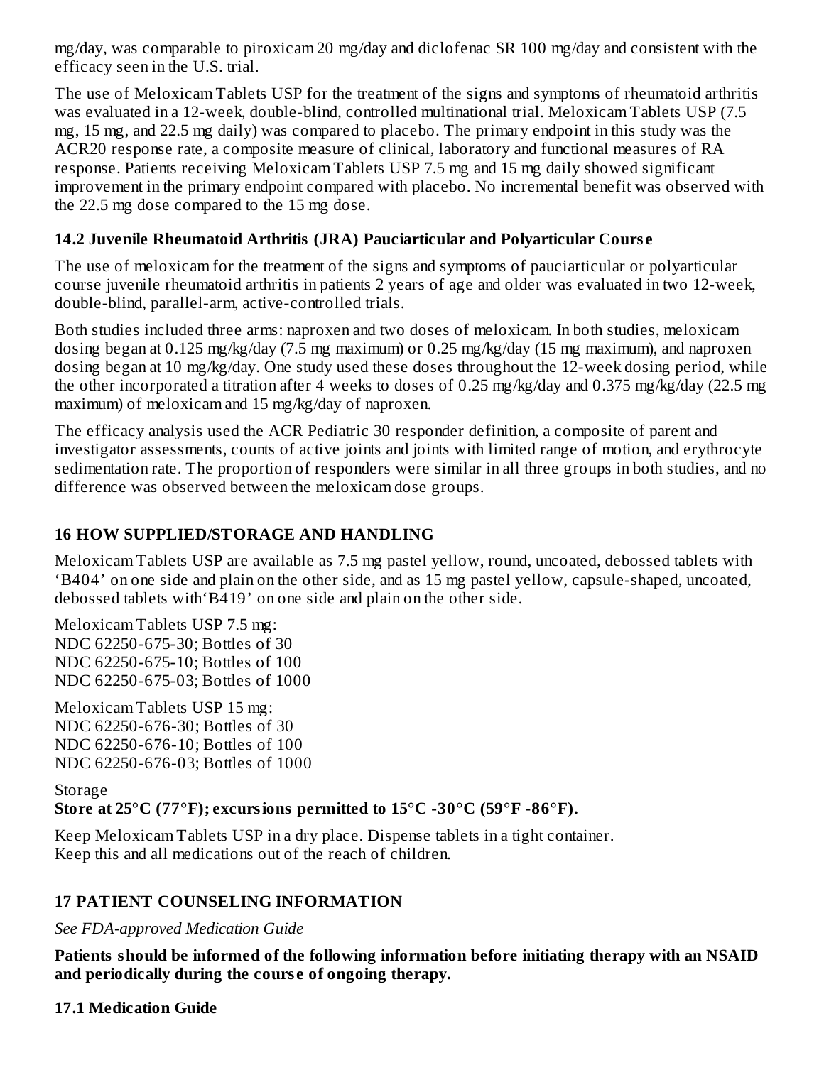mg/day, was comparable to piroxicam 20 mg/day and diclofenac SR 100 mg/day and consistent with the efficacy seen in the U.S. trial.

The use of Meloxicam Tablets USP for the treatment of the signs and symptoms of rheumatoid arthritis was evaluated in a 12-week, double-blind, controlled multinational trial. Meloxicam Tablets USP (7.5 mg, 15 mg, and 22.5 mg daily) was compared to placebo. The primary endpoint in this study was the ACR20 response rate, a composite measure of clinical, laboratory and functional measures of RA response. Patients receiving Meloxicam Tablets USP 7.5 mg and 15 mg daily showed significant improvement in the primary endpoint compared with placebo. No incremental benefit was observed with the 22.5 mg dose compared to the 15 mg dose.

### 14.2 Juvenile Rheumatoid Arthritis (JRA) Pauciarticular and Polyarticular Course

The use of meloxicam for the treatment of the signs and symptoms of pauciarticular or polyarticular course juvenile rheumatoid arthritis in patients 2 years of age and older was evaluated in two 12-week, double-blind, parallel-arm, active-controlled trials.

Both studies included three arms: naproxen and two doses of meloxicam. In both studies, meloxicam dosing began at 0.125 mg/kg/day (7.5 mg maximum) or 0.25 mg/kg/day (15 mg maximum), and naproxen dosing began at 10 mg/kg/day. One study used these doses throughout the 12-week dosing period, while the other incorporated a titration after 4 weeks to doses of 0.25 mg/kg/day and 0.375 mg/kg/day (22.5 mg maximum) of meloxicam and 15 mg/kg/day of naproxen.

The efficacy analysis used the ACR Pediatric 30 responder definition, a composite of parent and investigator assessments, counts of active joints and joints with limited range of motion, and erythrocyte sedimentation rate. The proportion of responders were similar in all three groups in both studies, and no difference was observed between the meloxicam dose groups.

## 16 HOW SUPPLIED/STORAGE AND HANDLING

Meloxicam Tablets USP are available as 7.5 mg pastel yellow, round, uncoated, debossed tablets with 'B404' on one side and plain on the other side, and as 15 mg pastel yellow, capsule-shaped, uncoated, debossed tablets with'B419' on one side and plain on the other side.

Meloxicam Tablets USP 7.5 mg:
NDC 62250-675-30; Bottles of 30
NDC 62250-675-10; Bottles of 100
NDC 62250-675-03; Bottles of 1000

Meloxicam Tablets USP 15 mg:
NDC 62250-676-30; Bottles of 30
NDC 62250-676-10; Bottles of 100
NDC 62250-676-03; Bottles of 1000

Storage
**Store at 25°C (77°F); excursions permitted to 15°C -30°C (59°F -86°F).**

Keep Meloxicam Tablets USP in a dry place. Dispense tablets in a tight container.
Keep this and all medications out of the reach of children.

## 17 PATIENT COUNSELING INFORMATION

*See FDA-approved Medication Guide*

**Patients should be informed of the following information before initiating therapy with an NSAID and periodically during the course of ongoing therapy.**

### 17.1 Medication Guide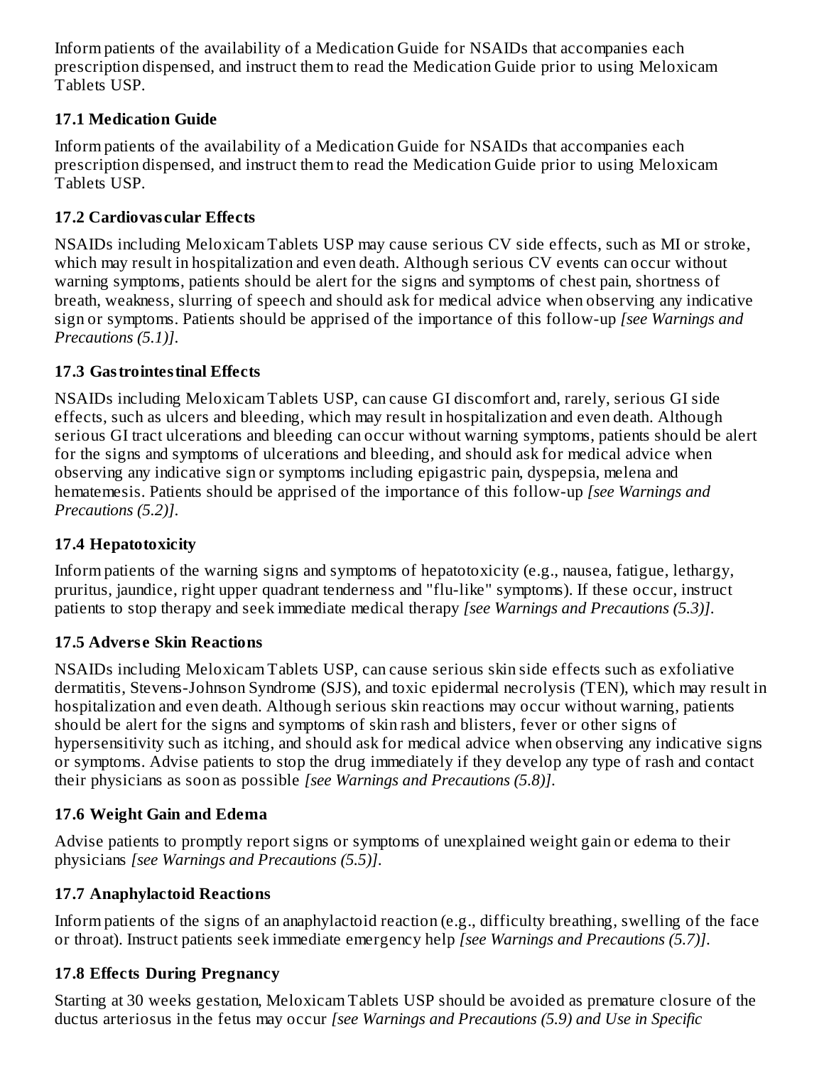Inform patients of the availability of a Medication Guide for NSAIDs that accompanies each prescription dispensed, and instruct them to read the Medication Guide prior to using Meloxicam Tablets USP.

### 17.1 Medication Guide

Inform patients of the availability of a Medication Guide for NSAIDs that accompanies each prescription dispensed, and instruct them to read the Medication Guide prior to using Meloxicam Tablets USP.

### 17.2 Cardiovascular Effects

NSAIDs including Meloxicam Tablets USP may cause serious CV side effects, such as MI or stroke, which may result in hospitalization and even death. Although serious CV events can occur without warning symptoms, patients should be alert for the signs and symptoms of chest pain, shortness of breath, weakness, slurring of speech and should ask for medical advice when observing any indicative sign or symptoms. Patients should be apprised of the importance of this follow-up *[see Warnings and Precautions (5.1)]*.

### 17.3 Gastrointestinal Effects

NSAIDs including Meloxicam Tablets USP, can cause GI discomfort and, rarely, serious GI side effects, such as ulcers and bleeding, which may result in hospitalization and even death. Although serious GI tract ulcerations and bleeding can occur without warning symptoms, patients should be alert for the signs and symptoms of ulcerations and bleeding, and should ask for medical advice when observing any indicative sign or symptoms including epigastric pain, dyspepsia, melena and hematemesis. Patients should be apprised of the importance of this follow-up *[see Warnings and Precautions (5.2)]*.

### 17.4 Hepatotoxicity

Inform patients of the warning signs and symptoms of hepatotoxicity (e.g., nausea, fatigue, lethargy, pruritus, jaundice, right upper quadrant tenderness and "flu-like" symptoms). If these occur, instruct patients to stop therapy and seek immediate medical therapy *[see Warnings and Precautions (5.3)]*.

### 17.5 Adverse Skin Reactions

NSAIDs including Meloxicam Tablets USP, can cause serious skin side effects such as exfoliative dermatitis, Stevens-Johnson Syndrome (SJS), and toxic epidermal necrolysis (TEN), which may result in hospitalization and even death. Although serious skin reactions may occur without warning, patients should be alert for the signs and symptoms of skin rash and blisters, fever or other signs of hypersensitivity such as itching, and should ask for medical advice when observing any indicative signs or symptoms. Advise patients to stop the drug immediately if they develop any type of rash and contact their physicians as soon as possible *[see Warnings and Precautions (5.8)]*.

### 17.6 Weight Gain and Edema

Advise patients to promptly report signs or symptoms of unexplained weight gain or edema to their physicians *[see Warnings and Precautions (5.5)]*.

### 17.7 Anaphylactoid Reactions

Inform patients of the signs of an anaphylactoid reaction (e.g., difficulty breathing, swelling of the face or throat). Instruct patients seek immediate emergency help *[see Warnings and Precautions (5.7)]*.

### 17.8 Effects During Pregnancy

Starting at 30 weeks gestation, Meloxicam Tablets USP should be avoided as premature closure of the ductus arteriosus in the fetus may occur *[see Warnings and Precautions (5.9) and Use in Specific*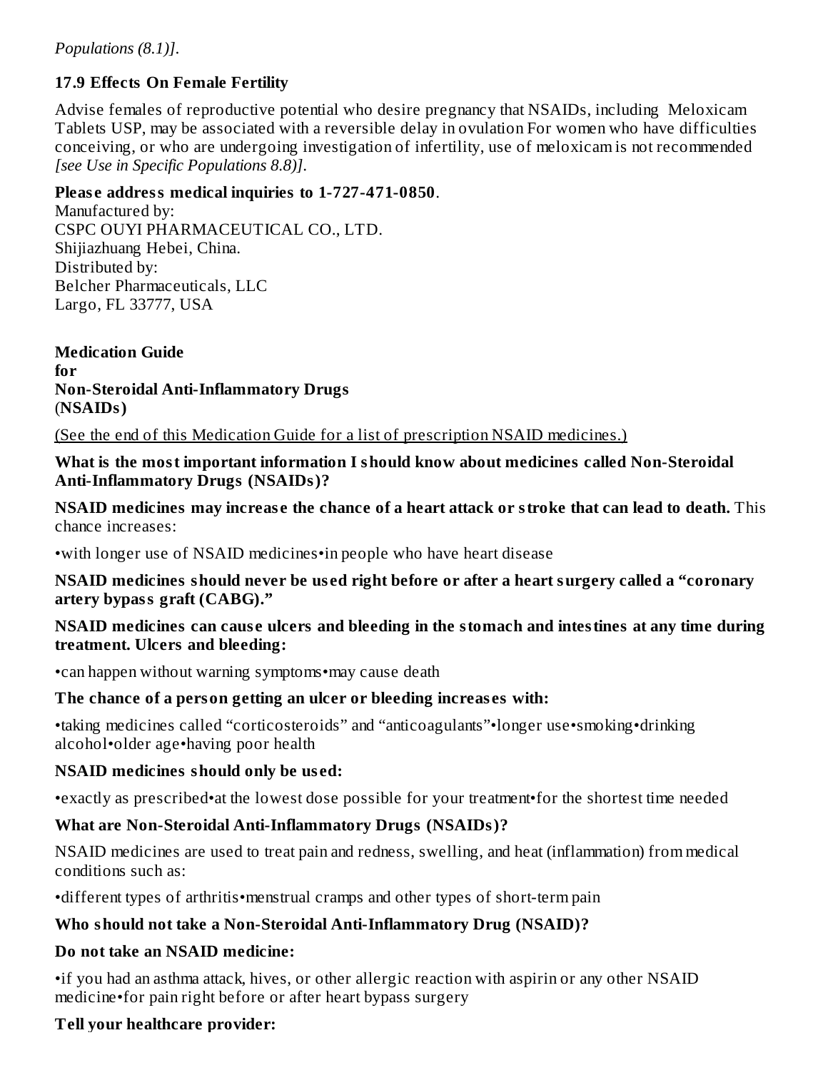*Populations (8.1)]*.

### 17.9 Effects On Female Fertility

Advise females of reproductive potential who desire pregnancy that NSAIDs, including Meloxicam Tablets USP, may be associated with a reversible delay in ovulation For women who have difficulties conceiving, or who are undergoing investigation of infertility, use of meloxicam is not recommended *[see Use in Specific Populations 8.8)]*.

**Please address medical inquiries to 1-727-471-0850**.
Manufactured by:
CSPC OUYI PHARMACEUTICAL CO., LTD.
Shijiazhuang Hebei, China.
Distributed by:
Belcher Pharmaceuticals, LLC
Largo, FL 33777, USA

## Medication Guide for Non-Steroidal Anti-Inflammatory Drugs (NSAIDs)

(See the end of this Medication Guide for a list of prescription NSAID medicines.)

**What is the most important information I should know about medicines called Non-Steroidal Anti-Inflammatory Drugs (NSAIDs)?**

**NSAID medicines may increase the chance of a heart attack or stroke that can lead to death.** This chance increases:

- with longer use of NSAID medicines
- in people who have heart disease

**NSAID medicines should never be used right before or after a heart surgery called a "coronary artery bypass graft (CABG)."**

**NSAID medicines can cause ulcers and bleeding in the stomach and intestines at any time during treatment. Ulcers and bleeding:**

- can happen without warning symptoms
- may cause death

**The chance of a person getting an ulcer or bleeding increases with:**

- taking medicines called "corticosteroids" and "anticoagulants"
- longer use
- smoking
- drinking alcohol
- older age
- having poor health

**NSAID medicines should only be used:**

- exactly as prescribed
- at the lowest dose possible for your treatment
- for the shortest time needed

**What are Non-Steroidal Anti-Inflammatory Drugs (NSAIDs)?**

NSAID medicines are used to treat pain and redness, swelling, and heat (inflammation) from medical conditions such as:

- different types of arthritis
- menstrual cramps and other types of short-term pain

**Who should not take a Non-Steroidal Anti-Inflammatory Drug (NSAID)?**

**Do not take an NSAID medicine:**

- if you had an asthma attack, hives, or other allergic reaction with aspirin or any other NSAID medicine
- for pain right before or after heart bypass surgery

**Tell your healthcare provider:**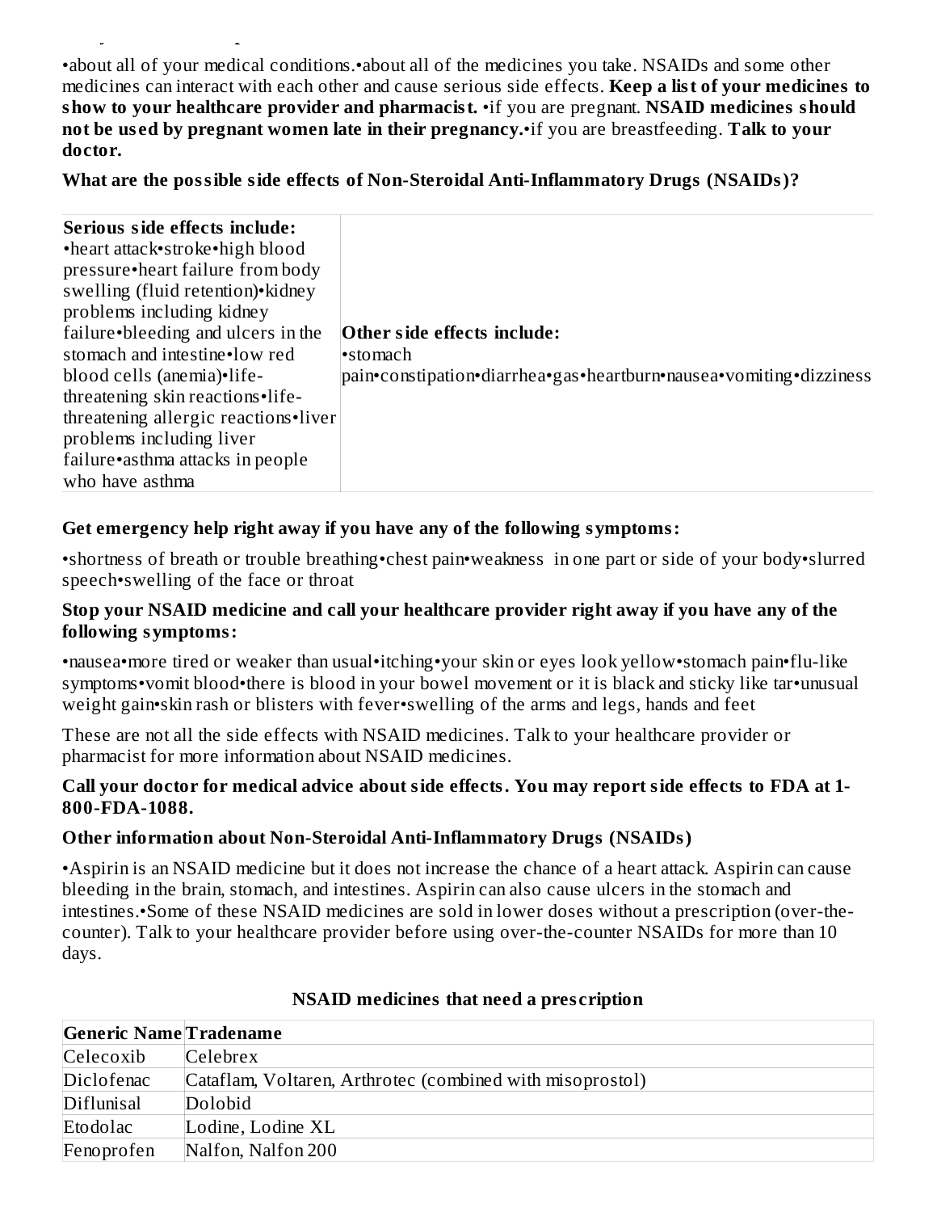•about all of your medical conditions.•about all of the medicines you take. NSAIDs and some other medicines can interact with each other and cause serious side effects. **Keep a list of your medicines to show to your healthcare provider and pharmacist.** •if you are pregnant. **NSAID medicines should not be used by pregnant women late in their pregnancy.**•if you are breastfeeding. **Talk to your doctor.**

**What are the possible side effects of Non-Steroidal Anti-Inflammatory Drugs (NSAIDs)?**

| **Serious side effects include:** •heart attack•stroke•high blood pressure•heart failure from body swelling (fluid retention)•kidney problems including kidney failure•bleeding and ulcers in the stomach and intestine•low red blood cells (anemia)•life-threatening skin reactions•life-threatening allergic reactions•liver problems including liver failure•asthma attacks in people who have asthma | **Other side effects include:** •stomach pain•constipation•diarrhea•gas•heartburn•nausea•vomiting•dizziness |
|---|---|

**Get emergency help right away if you have any of the following symptoms:**

•shortness of breath or trouble breathing•chest pain•weakness in one part or side of your body•slurred speech•swelling of the face or throat

**Stop your NSAID medicine and call your healthcare provider right away if you have any of the following symptoms:**

•nausea•more tired or weaker than usual•itching•your skin or eyes look yellow•stomach pain•flu-like symptoms•vomit blood•there is blood in your bowel movement or it is black and sticky like tar•unusual weight gain•skin rash or blisters with fever•swelling of the arms and legs, hands and feet

These are not all the side effects with NSAID medicines. Talk to your healthcare provider or pharmacist for more information about NSAID medicines.

**Call your doctor for medical advice about side effects. You may report side effects to FDA at 1-800-FDA-1088.**

**Other information about Non-Steroidal Anti-Inflammatory Drugs (NSAIDs)**

•Aspirin is an NSAID medicine but it does not increase the chance of a heart attack. Aspirin can cause bleeding in the brain, stomach, and intestines. Aspirin can also cause ulcers in the stomach and intestines.•Some of these NSAID medicines are sold in lower doses without a prescription (over-the-counter). Talk to your healthcare provider before using over-the-counter NSAIDs for more than 10 days.

**NSAID medicines that need a prescription**

| Generic Name | Tradename |
|---|---|
| Celecoxib | Celebrex |
| Diclofenac | Cataflam, Voltaren, Arthrotec (combined with misoprostol) |
| Diflunisal | Dolobid |
| Etodolac | Lodine, Lodine XL |
| Fenoprofen | Nalfon, Nalfon 200 |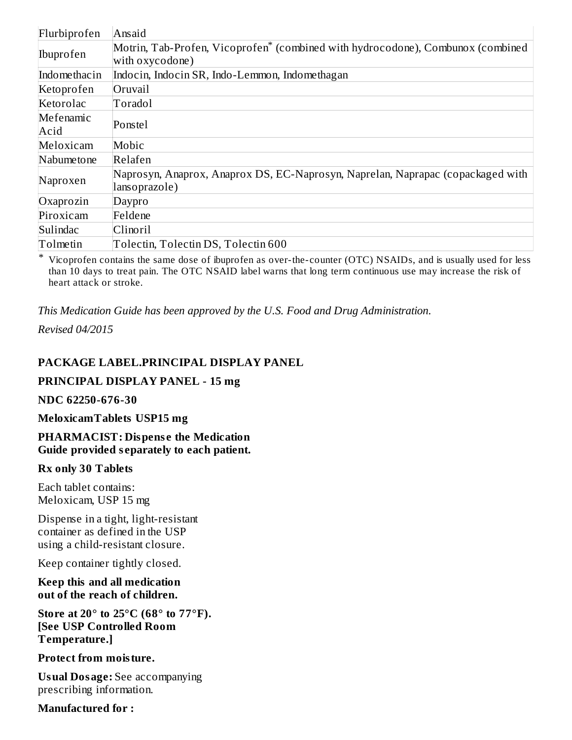| Flurbiprofen | Ansaid |
|---|---|
| Ibuprofen | Motrin, Tab-Profen, Vicoprofen* (combined with hydrocodone), Combunox (combined with oxycodone) |
| Indomethacin | Indocin, Indocin SR, Indo-Lemmon, Indomethagan |
| Ketoprofen | Oruvail |
| Ketorolac | Toradol |
| Mefenamic Acid | Ponstel |
| Meloxicam | Mobic |
| Nabumetone | Relafen |
| Naproxen | Naprosyn, Anaprox, Anaprox DS, EC-Naprosyn, Naprelan, Naprapac (copackaged with lansoprazole) |
| Oxaprozin | Daypro |
| Piroxicam | Feldene |
| Sulindac | Clinoril |
| Tolmetin | Tolectin, Tolectin DS, Tolectin 600 |

\* Vicoprofen contains the same dose of ibuprofen as over-the-counter (OTC) NSAIDs, and is usually used for less than 10 days to treat pain. The OTC NSAID label warns that long term continuous use may increase the risk of heart attack or stroke.

*This Medication Guide has been approved by the U.S. Food and Drug Administration.*

*Revised 04/2015*

**PACKAGE LABEL.PRINCIPAL DISPLAY PANEL**

**PRINCIPAL DISPLAY PANEL - 15 mg**

**NDC 62250-676-30**

**MeloxicamTablets USP15 mg**

**PHARMACIST: Dispense the Medication Guide provided separately to each patient.**

**Rx only 30 Tablets**

Each tablet contains:
Meloxicam, USP 15 mg

Dispense in a tight, light-resistant container as defined in the USP using a child-resistant closure.

Keep container tightly closed.

**Keep this and all medication out of the reach of children.**

**Store at 20° to 25°C (68° to 77°F). [See USP Controlled Room Temperature.]**

**Protect from moisture.**

**Usual Dosage:** See accompanying prescribing information.

**Manufactured for :**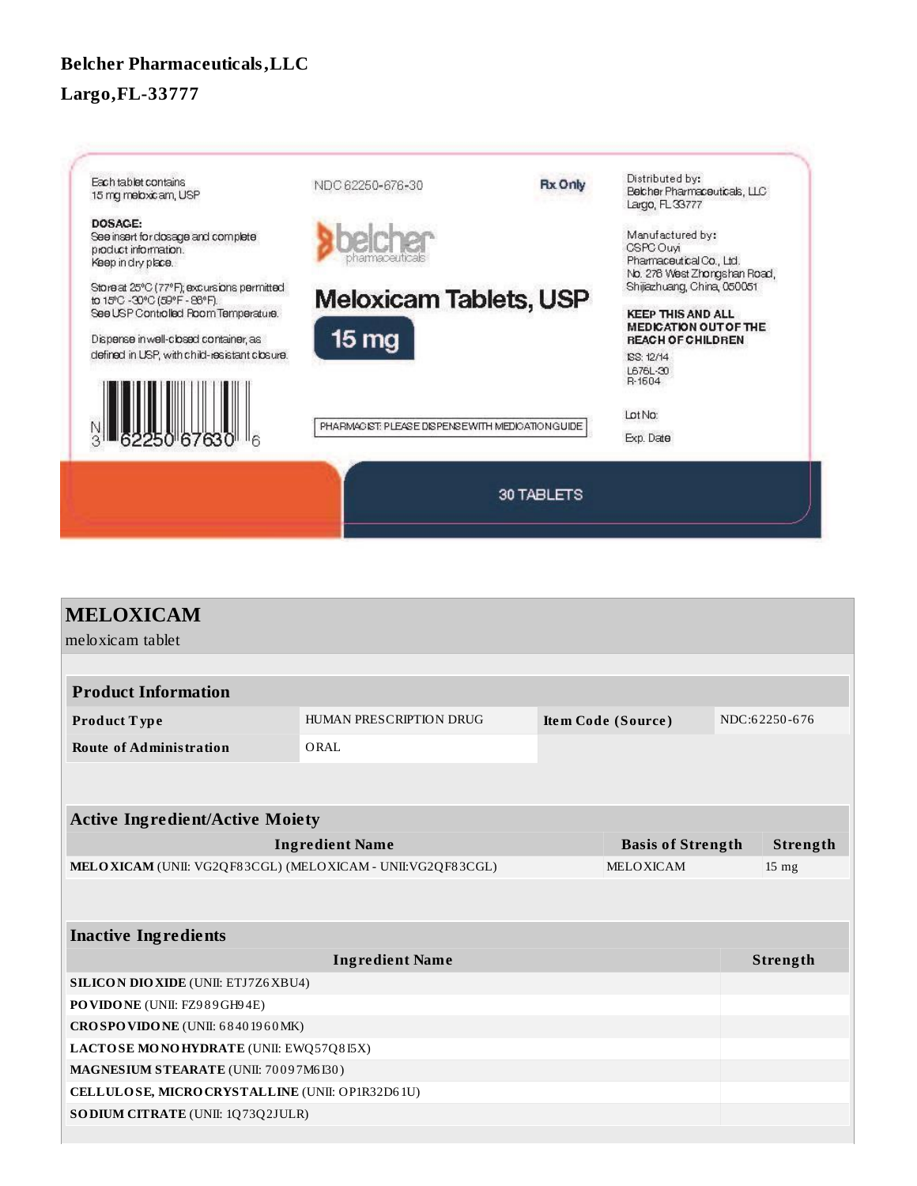**Belcher Pharmaceuticals,LLC**

**Largo,FL-33777**

Each tablet contains
15 mg meloxicam, USP

**DOSAGE:**
See insert for dosage and complete product information.
Keep in dry place.

Store at 25°C (77°F); excursions permitted to 15°C -30°C (59°F - 86°F).
See USP Controlled Room Temperature.

Dispense in well-closed container, as defined in USP, with child-resistant closure.

N 3 62250 67630 6

NDC 62250-676-30

Rx Only

belcher pharmaceuticals

**Meloxicam Tablets, USP**

**15 mg**

PHARMACIST: PLEASE DISPENSE WITH MEDICATION GUIDE

Distributed by:
Belcher Pharmaceuticals, LLC
Largo, FL 33777

Manufactured by:
CSPC Ouyi
Pharmaceutical Co., Ltd.
No. 276 West Zhongshan Road,
Shijiazhuang, China, 050051

**KEEP THIS AND ALL MEDICATION OUT OF THE REACH OF CHILDREN**

ISS: 12/14
L676L-30
R-1604

Lot No:

Exp. Date

30 TABLETS

## MELOXICAM

meloxicam tablet

| Product Information | | | |
|---|---|---|---|
| **Product Type** | HUMAN PRESCRIPTION DRUG | **Item Code (Source)** | NDC:62250-676 |
| **Route of Administration** | ORAL | | |

| Active Ingredient/Active Moiety | | |
|---|---|---|
| **Ingredient Name** | **Basis of Strength** | **Strength** |
| **MELOXICAM** (UNII: VG2QF83CGL) (MELOXICAM - UNII:VG2QF83CGL) | MELOXICAM | 15 mg |

| Inactive Ingredients | |
|---|---|
| **Ingredient Name** | **Strength** |
| **SILICON DIOXIDE** (UNII: ETJ7Z6XBU4) | |
| **POVIDONE** (UNII: FZ989GH94E) | |
| **CROSPOVIDONE** (UNII: 68401960MK) | |
| **LACTOSE MONOHYDRATE** (UNII: EWQ57Q8I5X) | |
| **MAGNESIUM STEARATE** (UNII: 70097M6I30) | |
| **CELLULOSE, MICROCRYSTALLINE** (UNII: OP1R32D61U) | |
| **SODIUM CITRATE** (UNII: 1Q73Q2JULR) | |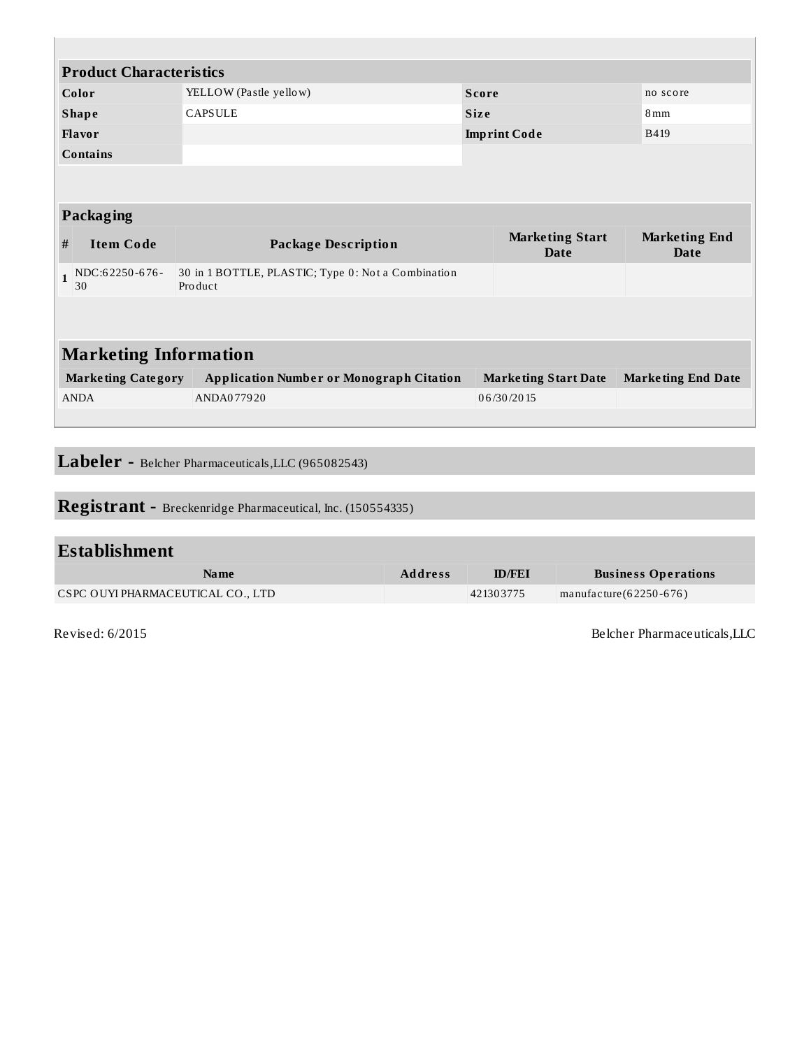## Product Characteristics

| | | | |
|---|---|---|---|
| **Color** | YELLOW (Pastle yellow) | **Score** | no score |
| **Shape** | CAPSULE | **Size** | 8mm |
| **Flavor** | | **Imprint Code** | B419 |
| **Contains** | | | |

## Packaging

| # | Item Code | Package Description | Marketing Start Date | Marketing End Date |
|---|---|---|---|---|
| 1 | NDC:62250-676-30 | 30 in 1 BOTTLE, PLASTIC; Type 0: Not a Combination Product | | |

## Marketing Information

| Marketing Category | Application Number or Monograph Citation | Marketing Start Date | Marketing End Date |
|---|---|---|---|
| ANDA | ANDA077920 | 06/30/2015 | |

## Labeler - Belcher Pharmaceuticals,LLC (965082543)

## Registrant - Breckenridge Pharmaceutical, Inc. (150554335)

## Establishment

| Name | Address | ID/FEI | Business Operations |
|---|---|---|---|
| CSPC OUYI PHARMACEUTICAL CO., LTD | | 421303775 | manufacture(62250-676) |

Revised: 6/2015

Belcher Pharmaceuticals,LLC